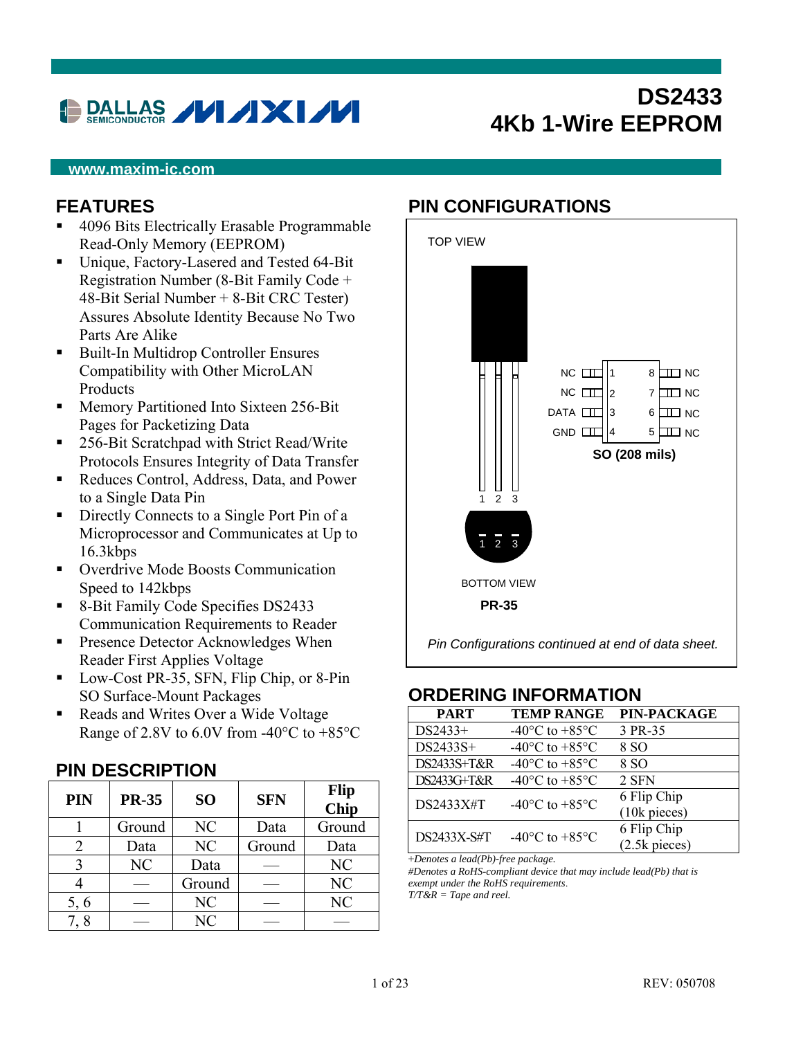# DS2433 4Kb 1-Wire EEPROM

DALLAS SEMICONDUCTOR MAXIM

www.maxim-ic.com

## FEATURES

- 4096 Bits Electrically Erasable Programmable Read-Only Memory (EEPROM)
- Unique, Factory-Lasered and Tested 64-Bit Registration Number (8-Bit Family Code + 48-Bit Serial Number + 8-Bit CRC Tester) Assures Absolute Identity Because No Two Parts Are Alike
- Built-In Multidrop Controller Ensures Compatibility with Other MicroLAN Products
- Memory Partitioned Into Sixteen 256-Bit Pages for Packetizing Data
- 256-Bit Scratchpad with Strict Read/Write Protocols Ensures Integrity of Data Transfer
- Reduces Control, Address, Data, and Power to a Single Data Pin
- Directly Connects to a Single Port Pin of a Microprocessor and Communicates at Up to 16.3kbps
- Overdrive Mode Boosts Communication Speed to 142kbps
- 8-Bit Family Code Specifies DS2433 Communication Requirements to Reader
- Presence Detector Acknowledges When Reader First Applies Voltage
- Low-Cost PR-35, SFN, Flip Chip, or 8-Pin SO Surface-Mount Packages
- Reads and Writes Over a Wide Voltage Range of 2.8V to 6.0V from -40°C to +85°C

## PIN CONFIGURATIONS

TOP VIEW

SO (208 mils): 1 NC, 2 NC, 3 DATA, 4 GND, 5 NC, 6 NC, 7 NC, 8 NC

PR-35: 1 2 3

BOTTOM VIEW

PR-35

*Pin Configurations continued at end of data sheet.*

## PIN DESCRIPTION

| PIN | PR-35 | SO | SFN | Flip Chip |
|---|---|---|---|---|
| 1 | Ground | NC | Data | Ground |
| 2 | Data | NC | Ground | Data |
| 3 | NC | Data | — | NC |
| 4 | — | Ground | — | NC |
| 5, 6 | — | NC | — | NC |
| 7, 8 | — | NC | — | — |

## ORDERING INFORMATION

| PART | TEMP RANGE | PIN-PACKAGE |
|---|---|---|
| DS2433+ | -40°C to +85°C | 3 PR-35 |
| DS2433S+ | -40°C to +85°C | 8 SO |
| DS2433S+T&R | -40°C to +85°C | 8 SO |
| DS2433G+T&R | -40°C to +85°C | 2 SFN |
| DS2433X#T | -40°C to +85°C | 6 Flip Chip (10k pieces) |
| DS2433X-S#T | -40°C to +85°C | 6 Flip Chip (2.5k pieces) |

*+Denotes a lead(Pb)-free package.*
*#Denotes a RoHS-compliant device that may include lead(Pb) that is exempt under the RoHS requirements.*
*T/T&R = Tape and reel.*

REV: 050708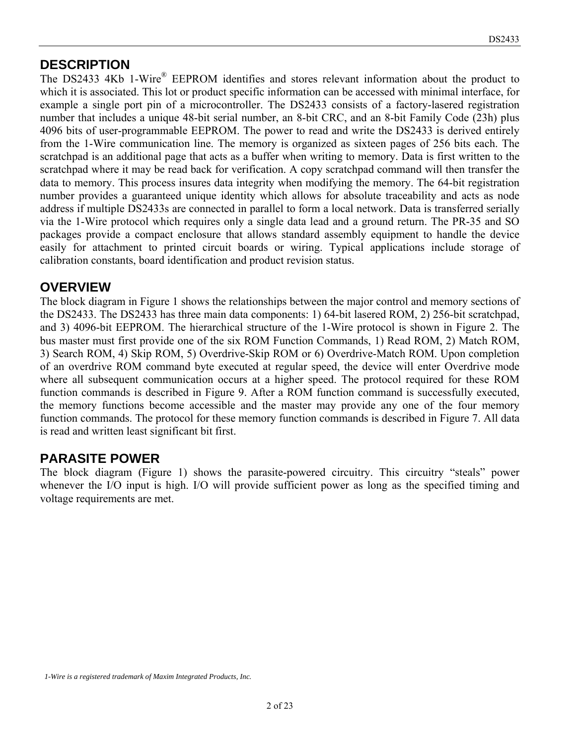## DESCRIPTION

The DS2433 4Kb 1-Wire® EEPROM identifies and stores relevant information about the product to which it is associated. This lot or product specific information can be accessed with minimal interface, for example a single port pin of a microcontroller. The DS2433 consists of a factory-lasered registration number that includes a unique 48-bit serial number, an 8-bit CRC, and an 8-bit Family Code (23h) plus 4096 bits of user-programmable EEPROM. The power to read and write the DS2433 is derived entirely from the 1-Wire communication line. The memory is organized as sixteen pages of 256 bits each. The scratchpad is an additional page that acts as a buffer when writing to memory. Data is first written to the scratchpad where it may be read back for verification. A copy scratchpad command will then transfer the data to memory. This process insures data integrity when modifying the memory. The 64-bit registration number provides a guaranteed unique identity which allows for absolute traceability and acts as node address if multiple DS2433s are connected in parallel to form a local network. Data is transferred serially via the 1-Wire protocol which requires only a single data lead and a ground return. The PR-35 and SO packages provide a compact enclosure that allows standard assembly equipment to handle the device easily for attachment to printed circuit boards or wiring. Typical applications include storage of calibration constants, board identification and product revision status.

## OVERVIEW

The block diagram in Figure 1 shows the relationships between the major control and memory sections of the DS2433. The DS2433 has three main data components: 1) 64-bit lasered ROM, 2) 256-bit scratchpad, and 3) 4096-bit EEPROM. The hierarchical structure of the 1-Wire protocol is shown in Figure 2. The bus master must first provide one of the six ROM Function Commands, 1) Read ROM, 2) Match ROM, 3) Search ROM, 4) Skip ROM, 5) Overdrive-Skip ROM or 6) Overdrive-Match ROM. Upon completion of an overdrive ROM command byte executed at regular speed, the device will enter Overdrive mode where all subsequent communication occurs at a higher speed. The protocol required for these ROM function commands is described in Figure 9. After a ROM function command is successfully executed, the memory functions become accessible and the master may provide any one of the four memory function commands. The protocol for these memory function commands is described in Figure 7. All data is read and written least significant bit first.

## PARASITE POWER

The block diagram (Figure 1) shows the parasite-powered circuitry. This circuitry "steals" power whenever the I/O input is high. I/O will provide sufficient power as long as the specified timing and voltage requirements are met.

*1-Wire is a registered trademark of Maxim Integrated Products, Inc.*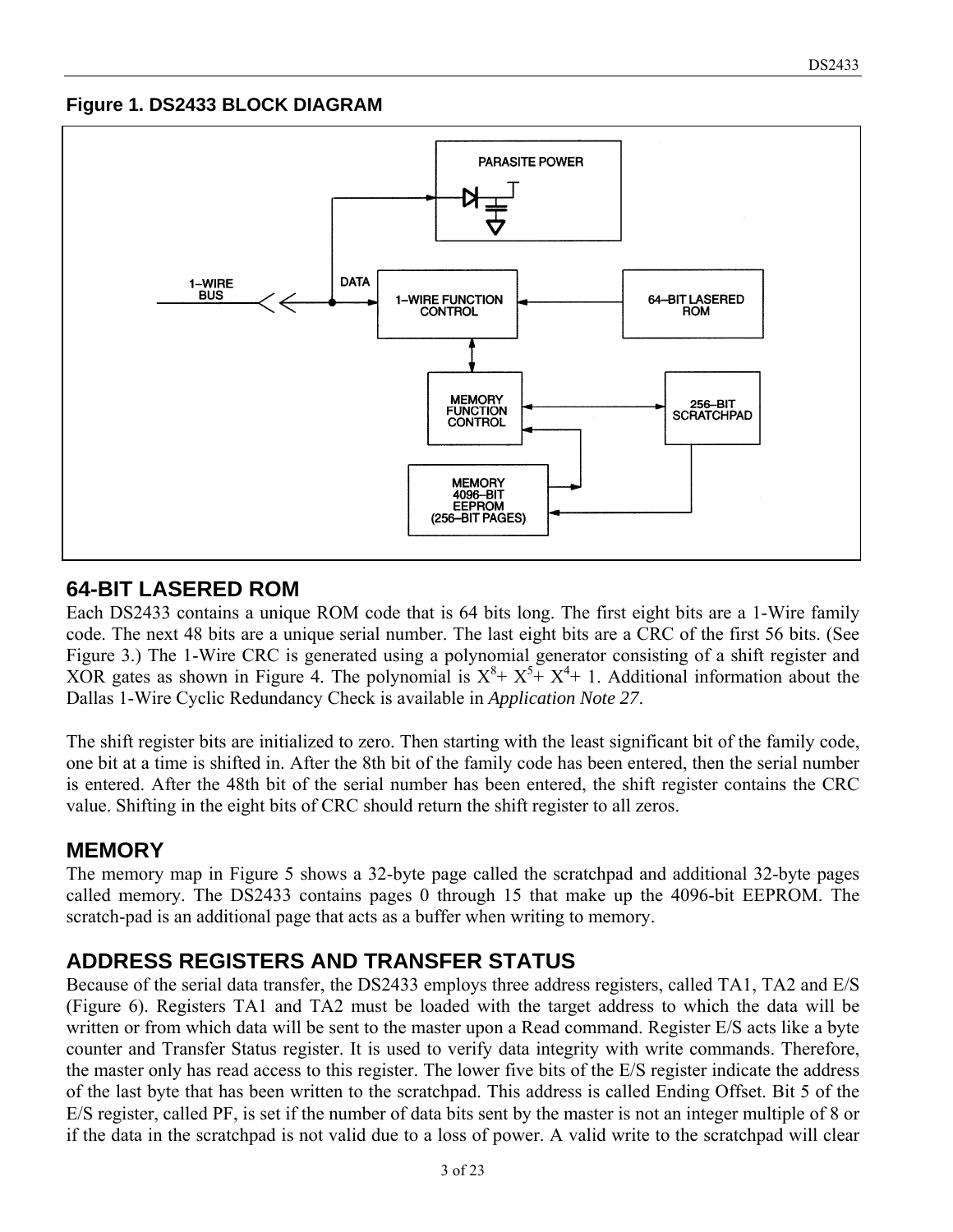**Figure 1. DS2433 BLOCK DIAGRAM**

## 64-BIT LASERED ROM

Each DS2433 contains a unique ROM code that is 64 bits long. The first eight bits are a 1-Wire family code. The next 48 bits are a unique serial number. The last eight bits are a CRC of the first 56 bits. (See Figure 3.) The 1-Wire CRC is generated using a polynomial generator consisting of a shift register and XOR gates as shown in Figure 4. The polynomial is $X^8 + X^5 + X^4 + 1$. Additional information about the Dallas 1-Wire Cyclic Redundancy Check is available in *Application Note 27*.

The shift register bits are initialized to zero. Then starting with the least significant bit of the family code, one bit at a time is shifted in. After the 8th bit of the family code has been entered, then the serial number is entered. After the 48th bit of the serial number has been entered, the shift register contains the CRC value. Shifting in the eight bits of CRC should return the shift register to all zeros.

## MEMORY

The memory map in Figure 5 shows a 32-byte page called the scratchpad and additional 32-byte pages called memory. The DS2433 contains pages 0 through 15 that make up the 4096-bit EEPROM. The scratch-pad is an additional page that acts as a buffer when writing to memory.

## ADDRESS REGISTERS AND TRANSFER STATUS

Because of the serial data transfer, the DS2433 employs three address registers, called TA1, TA2 and E/S (Figure 6). Registers TA1 and TA2 must be loaded with the target address to which the data will be written or from which data will be sent to the master upon a Read command. Register E/S acts like a byte counter and Transfer Status register. It is used to verify data integrity with write commands. Therefore, the master only has read access to this register. The lower five bits of the E/S register indicate the address of the last byte that has been written to the scratchpad. This address is called Ending Offset. Bit 5 of the E/S register, called PF, is set if the number of data bits sent by the master is not an integer multiple of 8 or if the data in the scratchpad is not valid due to a loss of power. A valid write to the scratchpad will clear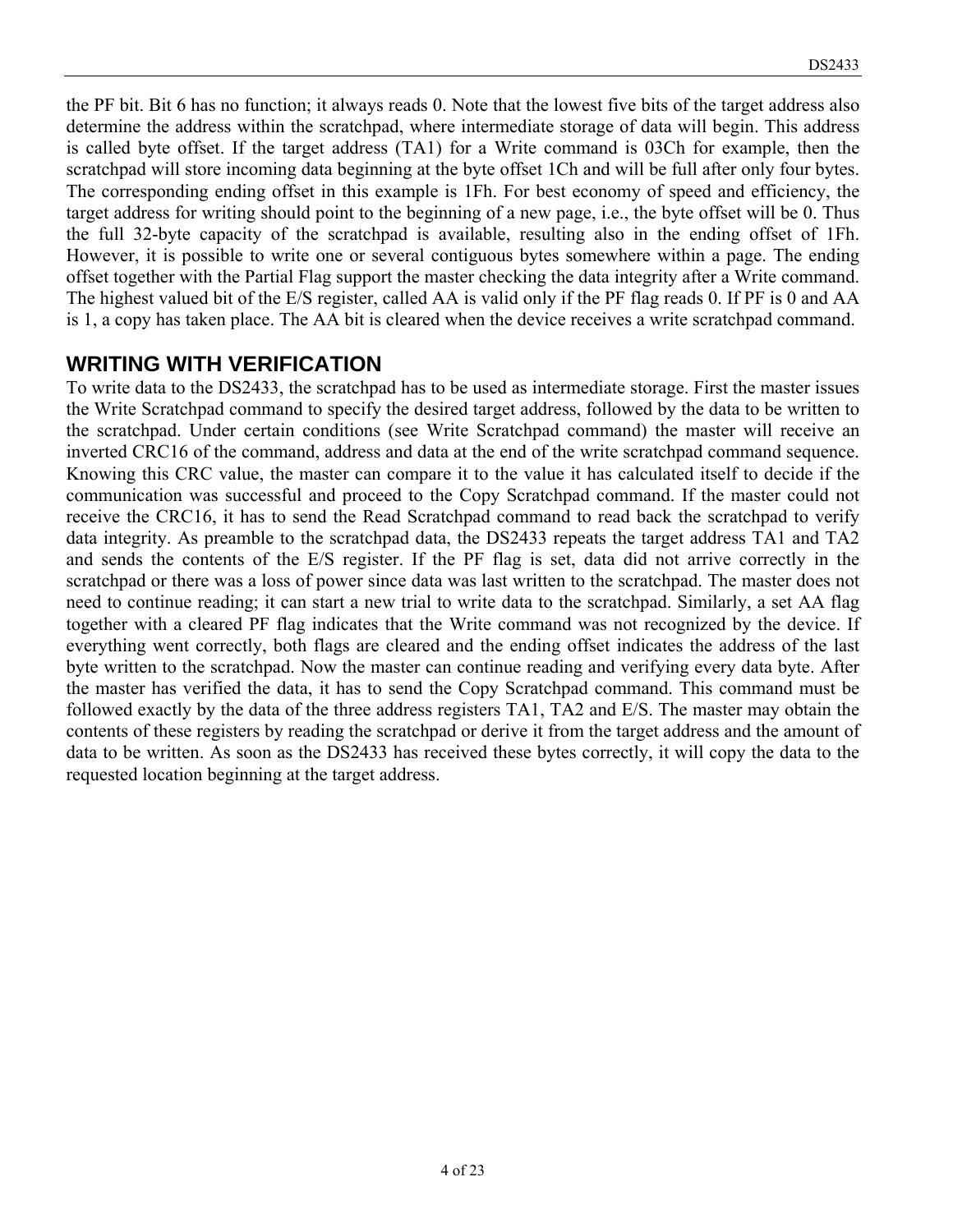the PF bit. Bit 6 has no function; it always reads 0. Note that the lowest five bits of the target address also determine the address within the scratchpad, where intermediate storage of data will begin. This address is called byte offset. If the target address (TA1) for a Write command is 03Ch for example, then the scratchpad will store incoming data beginning at the byte offset 1Ch and will be full after only four bytes. The corresponding ending offset in this example is 1Fh. For best economy of speed and efficiency, the target address for writing should point to the beginning of a new page, i.e., the byte offset will be 0. Thus the full 32-byte capacity of the scratchpad is available, resulting also in the ending offset of 1Fh. However, it is possible to write one or several contiguous bytes somewhere within a page. The ending offset together with the Partial Flag support the master checking the data integrity after a Write command. The highest valued bit of the E/S register, called AA is valid only if the PF flag reads 0. If PF is 0 and AA is 1, a copy has taken place. The AA bit is cleared when the device receives a write scratchpad command.

## WRITING WITH VERIFICATION

To write data to the DS2433, the scratchpad has to be used as intermediate storage. First the master issues the Write Scratchpad command to specify the desired target address, followed by the data to be written to the scratchpad. Under certain conditions (see Write Scratchpad command) the master will receive an inverted CRC16 of the command, address and data at the end of the write scratchpad command sequence. Knowing this CRC value, the master can compare it to the value it has calculated itself to decide if the communication was successful and proceed to the Copy Scratchpad command. If the master could not receive the CRC16, it has to send the Read Scratchpad command to read back the scratchpad to verify data integrity. As preamble to the scratchpad data, the DS2433 repeats the target address TA1 and TA2 and sends the contents of the E/S register. If the PF flag is set, data did not arrive correctly in the scratchpad or there was a loss of power since data was last written to the scratchpad. The master does not need to continue reading; it can start a new trial to write data to the scratchpad. Similarly, a set AA flag together with a cleared PF flag indicates that the Write command was not recognized by the device. If everything went correctly, both flags are cleared and the ending offset indicates the address of the last byte written to the scratchpad. Now the master can continue reading and verifying every data byte. After the master has verified the data, it has to send the Copy Scratchpad command. This command must be followed exactly by the data of the three address registers TA1, TA2 and E/S. The master may obtain the contents of these registers by reading the scratchpad or derive it from the target address and the amount of data to be written. As soon as the DS2433 has received these bytes correctly, it will copy the data to the requested location beginning at the target address.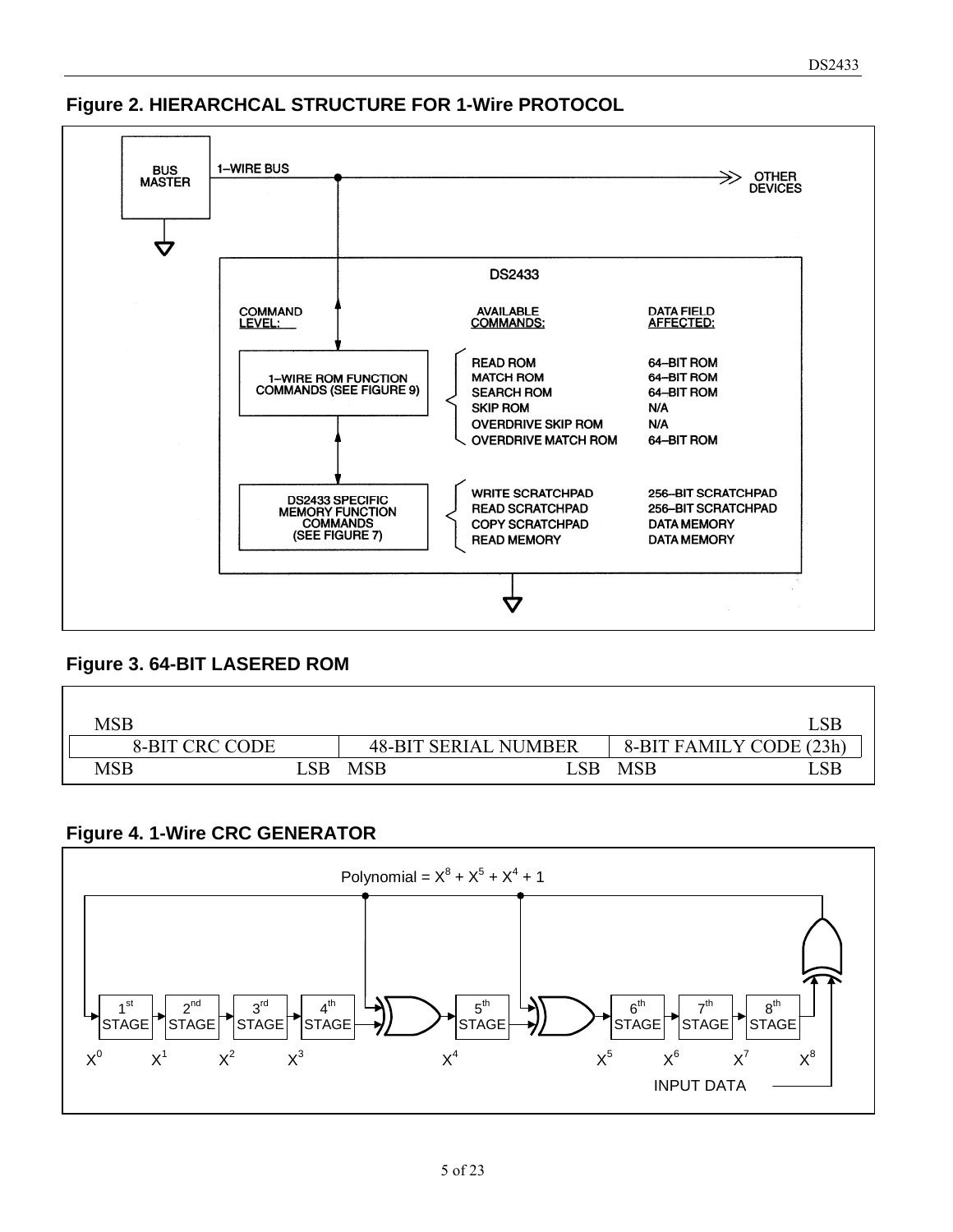**Figure 2. HIERARCHCAL STRUCTURE FOR 1-Wire PROTOCOL**

BUS MASTER — 1–WIRE BUS — OTHER DEVICES

DS2433

| COMMAND LEVEL: | AVAILABLE COMMANDS: | DATA FIELD AFFECTED: |
|---|---|---|
| 1–WIRE ROM FUNCTION COMMANDS (SEE FIGURE 9) | READ ROM | 64–BIT ROM |
| | MATCH ROM | 64–BIT ROM |
| | SEARCH ROM | 64–BIT ROM |
| | SKIP ROM | N/A |
| | OVERDRIVE SKIP ROM | N/A |
| | OVERDRIVE MATCH ROM | 64–BIT ROM |
| DS2433 SPECIFIC MEMORY FUNCTION COMMANDS (SEE FIGURE 7) | WRITE SCRATCHPAD | 256–BIT SCRATCHPAD |
| | READ SCRATCHPAD | 256–BIT SCRATCHPAD |
| | COPY SCRATCHPAD | DATA MEMORY |
| | READ MEMORY | DATA MEMORY |

**Figure 3. 64-BIT LASERED ROM**

| MSB | | LSB |
|---|---|---|
| 8-BIT CRC CODE | 48-BIT SERIAL NUMBER | 8-BIT FAMILY CODE (23h) |
| MSB LSB | MSB LSB | MSB LSB |

**Figure 4. 1-Wire CRC GENERATOR**

Polynomial = $X^8 + X^5 + X^4 + 1$

1st STAGE ($X^0$) → 2nd STAGE ($X^1$) → 3rd STAGE ($X^2$) → 4th STAGE ($X^3$) → XOR → 5th STAGE ($X^4$) → XOR → 6th STAGE ($X^5$) → 7th STAGE ($X^6$) → 8th STAGE ($X^7$) → XOR ($X^8$) with INPUT DATA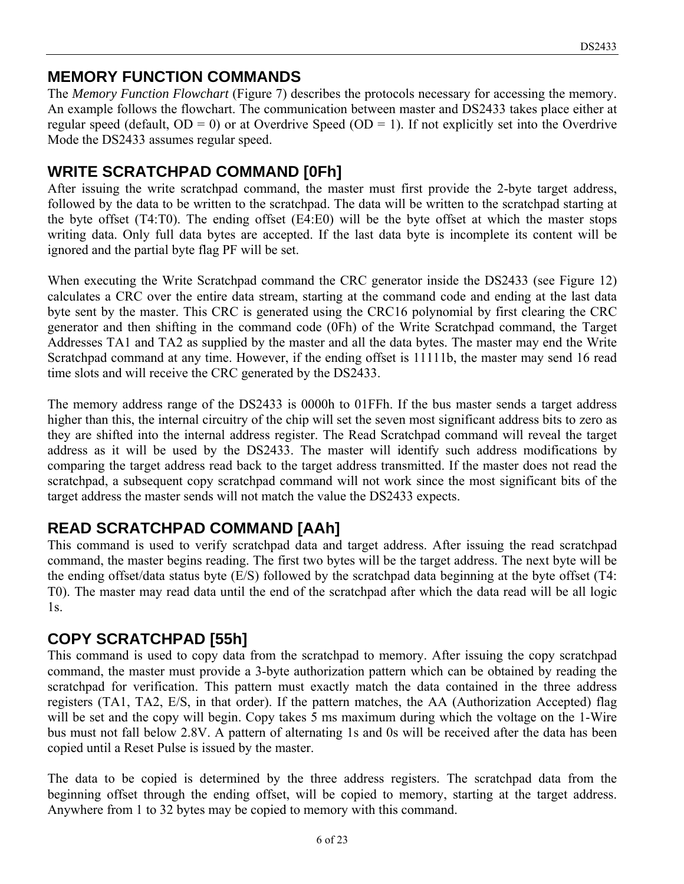## MEMORY FUNCTION COMMANDS

The *Memory Function Flowchart* (Figure 7) describes the protocols necessary for accessing the memory. An example follows the flowchart. The communication between master and DS2433 takes place either at regular speed (default, OD = 0) or at Overdrive Speed (OD = 1). If not explicitly set into the Overdrive Mode the DS2433 assumes regular speed.

## WRITE SCRATCHPAD COMMAND [0Fh]

After issuing the write scratchpad command, the master must first provide the 2-byte target address, followed by the data to be written to the scratchpad. The data will be written to the scratchpad starting at the byte offset (T4:T0). The ending offset (E4:E0) will be the byte offset at which the master stops writing data. Only full data bytes are accepted. If the last data byte is incomplete its content will be ignored and the partial byte flag PF will be set.

When executing the Write Scratchpad command the CRC generator inside the DS2433 (see Figure 12) calculates a CRC over the entire data stream, starting at the command code and ending at the last data byte sent by the master. This CRC is generated using the CRC16 polynomial by first clearing the CRC generator and then shifting in the command code (0Fh) of the Write Scratchpad command, the Target Addresses TA1 and TA2 as supplied by the master and all the data bytes. The master may end the Write Scratchpad command at any time. However, if the ending offset is 11111b, the master may send 16 read time slots and will receive the CRC generated by the DS2433.

The memory address range of the DS2433 is 0000h to 01FFh. If the bus master sends a target address higher than this, the internal circuitry of the chip will set the seven most significant address bits to zero as they are shifted into the internal address register. The Read Scratchpad command will reveal the target address as it will be used by the DS2433. The master will identify such address modifications by comparing the target address read back to the target address transmitted. If the master does not read the scratchpad, a subsequent copy scratchpad command will not work since the most significant bits of the target address the master sends will not match the value the DS2433 expects.

## READ SCRATCHPAD COMMAND [AAh]

This command is used to verify scratchpad data and target address. After issuing the read scratchpad command, the master begins reading. The first two bytes will be the target address. The next byte will be the ending offset/data status byte (E/S) followed by the scratchpad data beginning at the byte offset (T4: T0). The master may read data until the end of the scratchpad after which the data read will be all logic 1s.

## COPY SCRATCHPAD [55h]

This command is used to copy data from the scratchpad to memory. After issuing the copy scratchpad command, the master must provide a 3-byte authorization pattern which can be obtained by reading the scratchpad for verification. This pattern must exactly match the data contained in the three address registers (TA1, TA2, E/S, in that order). If the pattern matches, the AA (Authorization Accepted) flag will be set and the copy will begin. Copy takes 5 ms maximum during which the voltage on the 1-Wire bus must not fall below 2.8V. A pattern of alternating 1s and 0s will be received after the data has been copied until a Reset Pulse is issued by the master.

The data to be copied is determined by the three address registers. The scratchpad data from the beginning offset through the ending offset, will be copied to memory, starting at the target address. Anywhere from 1 to 32 bytes may be copied to memory with this command.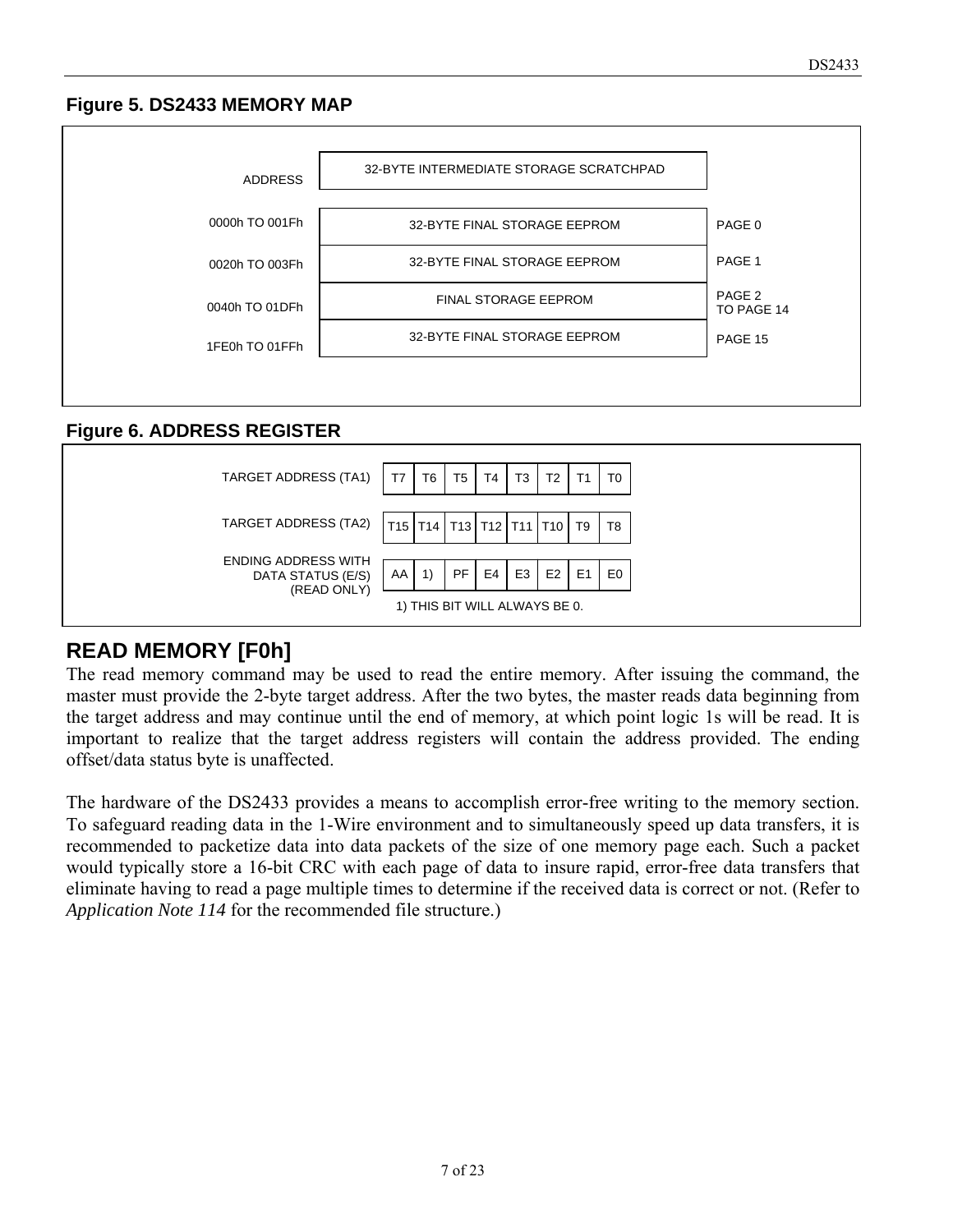## Figure 5. DS2433 MEMORY MAP

| ADDRESS | | |
|---|---|---|
| | 32-BYTE INTERMEDIATE STORAGE SCRATCHPAD | |
| 0000h TO 001Fh | 32-BYTE FINAL STORAGE EEPROM | PAGE 0 |
| 0020h TO 003Fh | 32-BYTE FINAL STORAGE EEPROM | PAGE 1 |
| 0040h TO 01DFh | FINAL STORAGE EEPROM | PAGE 2 TO PAGE 14 |
| 1FE0h TO 01FFh | 32-BYTE FINAL STORAGE EEPROM | PAGE 15 |

## Figure 6. ADDRESS REGISTER

| | | | | | | | | |
|---|---|---|---|---|---|---|---|---|
| TARGET ADDRESS (TA1) | T7 | T6 | T5 | T4 | T3 | T2 | T1 | T0 |
| TARGET ADDRESS (TA2) | T15 | T14 | T13 | T12 | T11 | T10 | T9 | T8 |
| ENDING ADDRESS WITH DATA STATUS (E/S) (READ ONLY) | AA | 1) | PF | E4 | E3 | E2 | E1 | E0 |

1) THIS BIT WILL ALWAYS BE 0.

## READ MEMORY [F0h]

The read memory command may be used to read the entire memory. After issuing the command, the master must provide the 2-byte target address. After the two bytes, the master reads data beginning from the target address and may continue until the end of memory, at which point logic 1s will be read. It is important to realize that the target address registers will contain the address provided. The ending offset/data status byte is unaffected.

The hardware of the DS2433 provides a means to accomplish error-free writing to the memory section. To safeguard reading data in the 1-Wire environment and to simultaneously speed up data transfers, it is recommended to packetize data into data packets of the size of one memory page each. Such a packet would typically store a 16-bit CRC with each page of data to insure rapid, error-free data transfers that eliminate having to read a page multiple times to determine if the received data is correct or not. (Refer to *Application Note 114* for the recommended file structure.)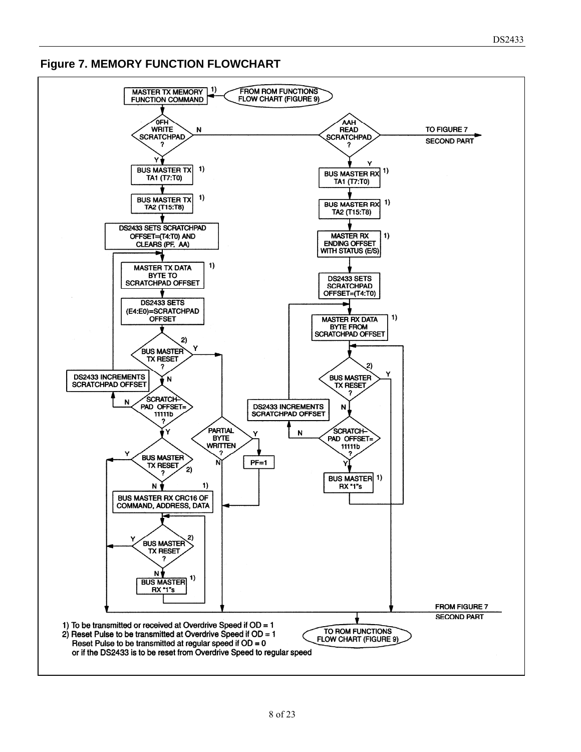## Figure 7. MEMORY FUNCTION FLOWCHART

FROM ROM FUNCTIONS FLOW CHART (FIGURE 9)

MASTER TX MEMORY FUNCTION COMMAND 1)

0FH WRITE SCRATCHPAD ? — N → AAH READ SCRATCHPAD ? — N → TO FIGURE 7 SECOND PART

**Write Scratchpad branch (Y):**

- BUS MASTER TX TA1 (T7:T0) 1)
- BUS MASTER TX TA2 (T15:T8) 1)
- DS2433 SETS SCRATCHPAD OFFSET=(T4:T0) AND CLEARS (PF, AA)
- MASTER TX DATA BYTE TO SCRATCHPAD OFFSET 1)
- DS2433 SETS (E4:E0)=SCRATCHPAD OFFSET
- BUS MASTER TX RESET ? 2)
  - Y → PARTIAL BYTE WRITTEN ?
    - Y → PF=1
    - N
  - N → SCRATCHPAD OFFSET= 11111b ?
    - N → DS2433 INCREMENTS SCRATCHPAD OFFSET (back to MASTER TX DATA BYTE TO SCRATCHPAD OFFSET)
    - Y → BUS MASTER TX RESET ? 2)
      - Y
      - N → BUS MASTER RX CRC16 OF COMMAND, ADDRESS, DATA 1)
        - BUS MASTER TX RESET ? 2)
          - Y
          - N → BUS MASTER RX "1"s 1) (loop back)

**Read Scratchpad branch (Y):**

- BUS MASTER RX TA1 (T7:T0) 1)
- BUS MASTER RX TA2 (T15:T8) 1)
- MASTER RX ENDING OFFSET WITH STATUS (E/S) 1)
- DS2433 SETS SCRATCHPAD OFFSET=(T4:T0)
- MASTER RX DATA BYTE FROM SCRATCHPAD OFFSET 1)
- BUS MASTER TX RESET ? 2)
  - Y
  - N → SCRATCHPAD OFFSET= 11111b ?
    - N → DS2433 INCREMENTS SCRATCHPAD OFFSET (back to MASTER RX DATA BYTE FROM SCRATCHPAD OFFSET)
    - Y → BUS MASTER RX "1"s 1) (loop back)

FROM FIGURE 7 SECOND PART

TO ROM FUNCTIONS FLOW CHART (FIGURE 9)

1) To be transmitted or received at Overdrive Speed if OD = 1
2) Reset Pulse to be transmitted at Overdrive Speed if OD = 1
   Reset Pulse to be transmitted at regular speed if OD = 0
   or if the DS2433 is to be reset from Overdrive Speed to regular speed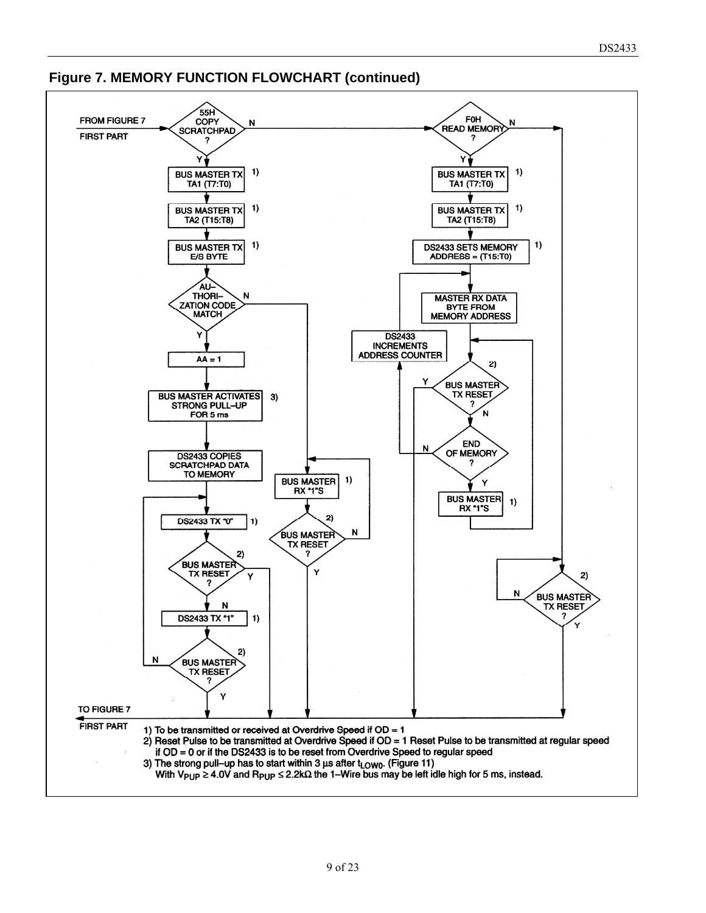## Figure 7. MEMORY FUNCTION FLOWCHART (continued)

FROM FIGURE 7 FIRST PART

55H COPY SCRATCHPAD ?

Y: BUS MASTER TX TA1 (T7:T0) 1)

BUS MASTER TX TA2 (T15:T8) 1)

BUS MASTER TX E/S BYTE 1)

AUTHORIZATION CODE MATCH

Y: AA = 1

BUS MASTER ACTIVATES STRONG PULL–UP FOR 5 ms 3)

DS2433 COPIES SCRATCHPAD DATA TO MEMORY

DS2433 TX "0" 1)

BUS MASTER TX RESET ? 2)

N: DS2433 TX "1" 1)

BUS MASTER TX RESET ? 2)

N (AUTHORIZATION CODE MATCH): BUS MASTER RX "1"S 1)

BUS MASTER TX RESET ? 2)

F0H READ MEMORY ?

Y: BUS MASTER TX TA1 (T7:T0) 1)

BUS MASTER TX TA2 (T15:T8) 1)

DS2433 SETS MEMORY ADDRESS = (T15:T0) 1)

MASTER RX DATA BYTE FROM MEMORY ADDRESS

BUS MASTER TX RESET ? 2)

N: END OF MEMORY ?

N: DS2433 INCREMENTS ADDRESS COUNTER

Y: BUS MASTER RX "1"S 1)

N (READ MEMORY): BUS MASTER TX RESET ? 2)

TO FIGURE 7 FIRST PART

1) To be transmitted or received at Overdrive Speed if OD = 1
2) Reset Pulse to be transmitted at Overdrive Speed if OD = 1 Reset Pulse to be transmitted at regular speed if OD = 0 or if the DS2433 is to be reset from Overdrive Speed to regular speed
3) The strong pull–up has to start within 3 µs after $t_{LOW0}$. (Figure 11)
With $V_{PUP} \geq 4.0V$ and $R_{PUP} \leq 2.2k\Omega$ the 1–Wire bus may be left idle high for 5 ms, instead.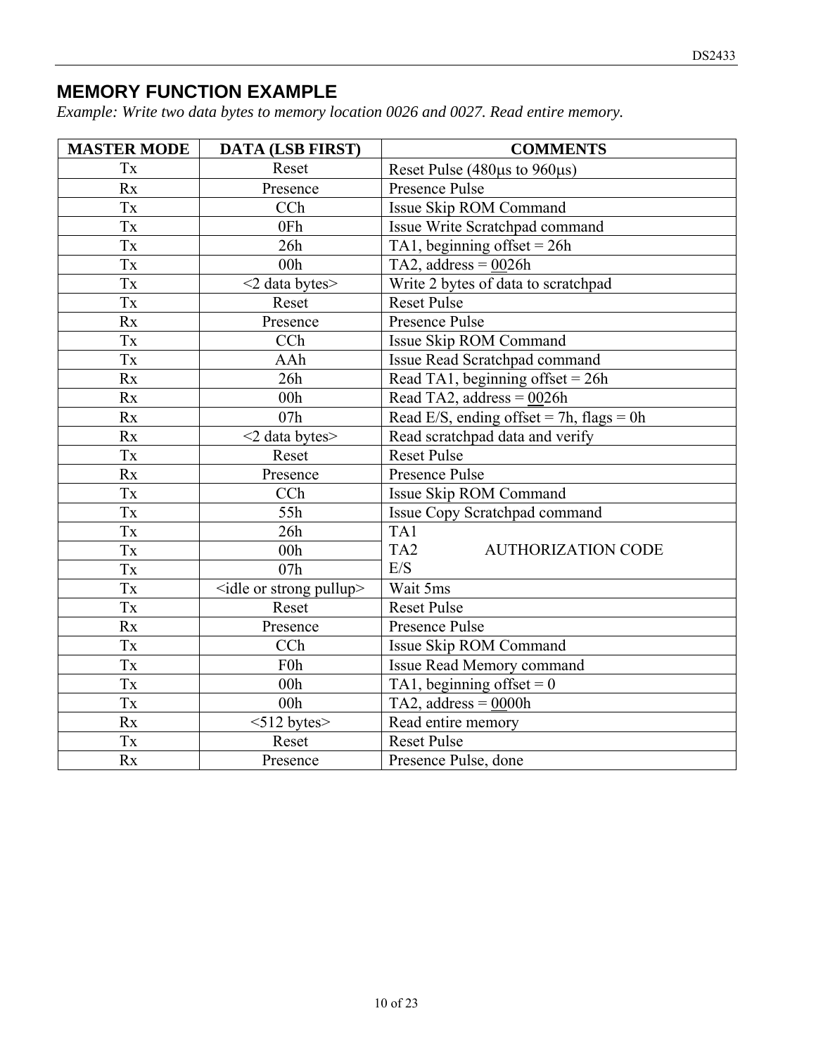## MEMORY FUNCTION EXAMPLE

*Example: Write two data bytes to memory location 0026 and 0027. Read entire memory.*

| MASTER MODE | DATA (LSB FIRST) | COMMENTS |
|---|---|---|
| Tx | Reset | Reset Pulse (480µs to 960µs) |
| Rx | Presence | Presence Pulse |
| Tx | CCh | Issue Skip ROM Command |
| Tx | 0Fh | Issue Write Scratchpad command |
| Tx | 26h | TA1, beginning offset = 26h |
| Tx | 00h | TA2, address = 0026h |
| Tx | <2 data bytes> | Write 2 bytes of data to scratchpad |
| Tx | Reset | Reset Pulse |
| Rx | Presence | Presence Pulse |
| Tx | CCh | Issue Skip ROM Command |
| Tx | AAh | Issue Read Scratchpad command |
| Rx | 26h | Read TA1, beginning offset = 26h |
| Rx | 00h | Read TA2, address = 0026h |
| Rx | 07h | Read E/S, ending offset = 7h, flags = 0h |
| Rx | <2 data bytes> | Read scratchpad data and verify |
| Tx | Reset | Reset Pulse |
| Rx | Presence | Presence Pulse |
| Tx | CCh | Issue Skip ROM Command |
| Tx | 55h | Issue Copy Scratchpad command |
| Tx | 26h | TA1 AUTHORIZATION CODE |
| Tx | 00h | TA2 AUTHORIZATION CODE |
| Tx | 07h | E/S AUTHORIZATION CODE |
| Tx | <idle or strong pullup> | Wait 5ms |
| Tx | Reset | Reset Pulse |
| Rx | Presence | Presence Pulse |
| Tx | CCh | Issue Skip ROM Command |
| Tx | F0h | Issue Read Memory command |
| Tx | 00h | TA1, beginning offset = 0 |
| Tx | 00h | TA2, address = 0000h |
| Rx | <512 bytes> | Read entire memory |
| Tx | Reset | Reset Pulse |
| Rx | Presence | Presence Pulse, done |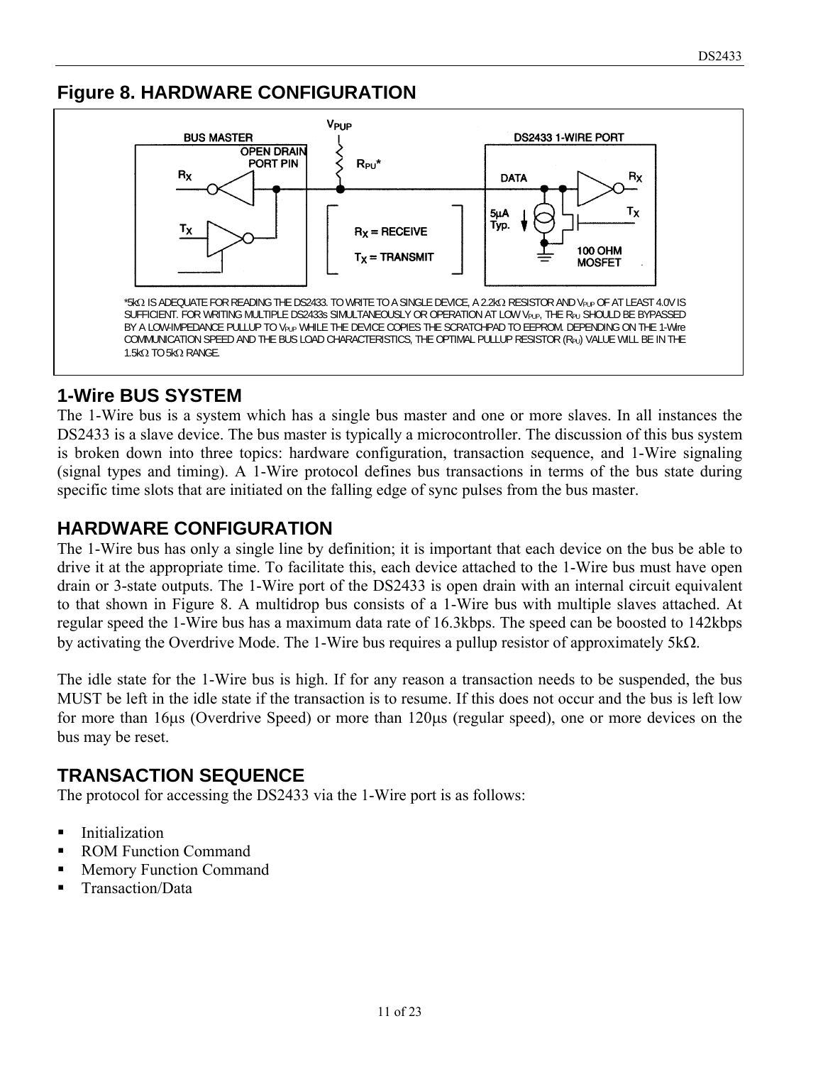## Figure 8. HARDWARE CONFIGURATION

*5kΩ IS ADEQUATE FOR READING THE DS2433. TO WRITE TO A SINGLE DEVICE, A 2.2kΩ RESISTOR AND $V_{PUP}$ OF AT LEAST 4.0V IS SUFFICIENT. FOR WRITING MULTIPLE DS2433s SIMULTANEOUSLY OR OPERATION AT LOW $V_{PUP}$, THE $R_{PU}$ SHOULD BE BYPASSED BY A LOW-IMPEDANCE PULLUP TO $V_{PUP}$ WHILE THE DEVICE COPIES THE SCRATCHPAD TO EEPROM. DEPENDING ON THE 1-Wire COMMUNICATION SPEED AND THE BUS LOAD CHARACTERISTICS, THE OPTIMAL PULLUP RESISTOR ($R_{PU}$) VALUE WILL BE IN THE 1.5kΩ TO 5kΩ RANGE.

## 1-Wire BUS SYSTEM

The 1-Wire bus is a system which has a single bus master and one or more slaves. In all instances the DS2433 is a slave device. The bus master is typically a microcontroller. The discussion of this bus system is broken down into three topics: hardware configuration, transaction sequence, and 1-Wire signaling (signal types and timing). A 1-Wire protocol defines bus transactions in terms of the bus state during specific time slots that are initiated on the falling edge of sync pulses from the bus master.

## HARDWARE CONFIGURATION

The 1-Wire bus has only a single line by definition; it is important that each device on the bus be able to drive it at the appropriate time. To facilitate this, each device attached to the 1-Wire bus must have open drain or 3-state outputs. The 1-Wire port of the DS2433 is open drain with an internal circuit equivalent to that shown in Figure 8. A multidrop bus consists of a 1-Wire bus with multiple slaves attached. At regular speed the 1-Wire bus has a maximum data rate of 16.3kbps. The speed can be boosted to 142kbps by activating the Overdrive Mode. The 1-Wire bus requires a pullup resistor of approximately 5kΩ.

The idle state for the 1-Wire bus is high. If for any reason a transaction needs to be suspended, the bus MUST be left in the idle state if the transaction is to resume. If this does not occur and the bus is left low for more than 16µs (Overdrive Speed) or more than 120µs (regular speed), one or more devices on the bus may be reset.

## TRANSACTION SEQUENCE

The protocol for accessing the DS2433 via the 1-Wire port is as follows:

- Initialization
- ROM Function Command
- Memory Function Command
- Transaction/Data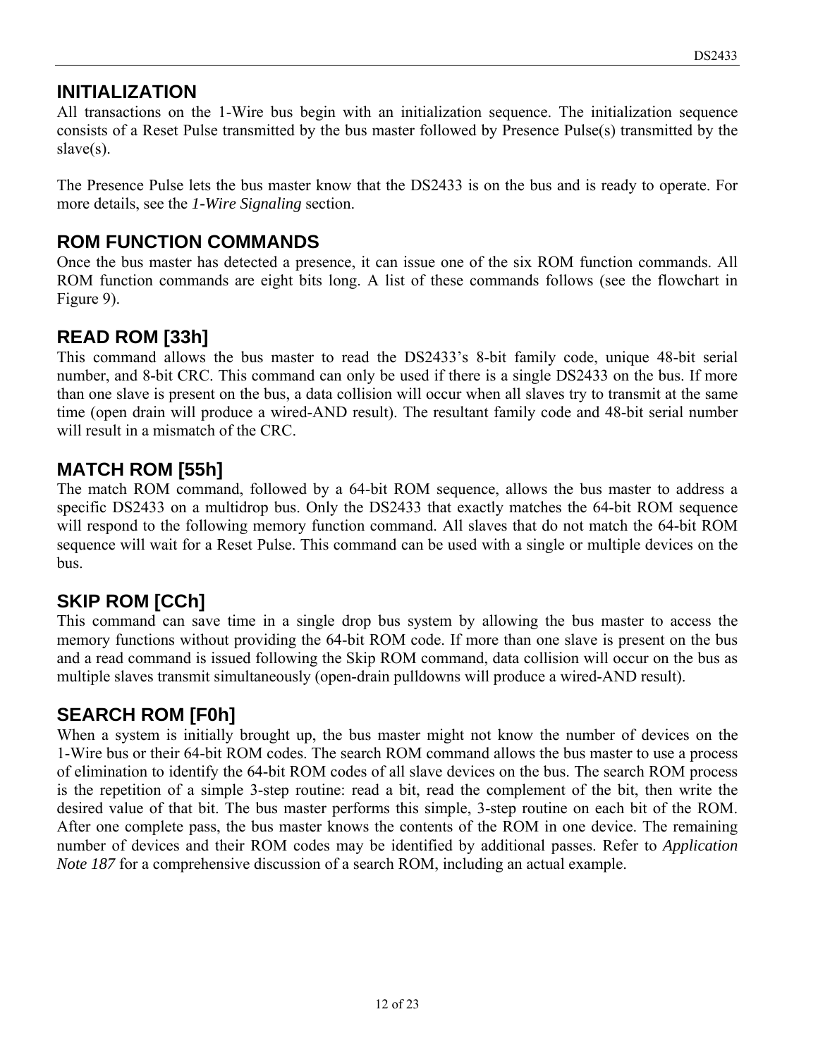## INITIALIZATION

All transactions on the 1-Wire bus begin with an initialization sequence. The initialization sequence consists of a Reset Pulse transmitted by the bus master followed by Presence Pulse(s) transmitted by the slave(s).

The Presence Pulse lets the bus master know that the DS2433 is on the bus and is ready to operate. For more details, see the *1-Wire Signaling* section.

## ROM FUNCTION COMMANDS

Once the bus master has detected a presence, it can issue one of the six ROM function commands. All ROM function commands are eight bits long. A list of these commands follows (see the flowchart in Figure 9).

## READ ROM [33h]

This command allows the bus master to read the DS2433's 8-bit family code, unique 48-bit serial number, and 8-bit CRC. This command can only be used if there is a single DS2433 on the bus. If more than one slave is present on the bus, a data collision will occur when all slaves try to transmit at the same time (open drain will produce a wired-AND result). The resultant family code and 48-bit serial number will result in a mismatch of the CRC.

## MATCH ROM [55h]

The match ROM command, followed by a 64-bit ROM sequence, allows the bus master to address a specific DS2433 on a multidrop bus. Only the DS2433 that exactly matches the 64-bit ROM sequence will respond to the following memory function command. All slaves that do not match the 64-bit ROM sequence will wait for a Reset Pulse. This command can be used with a single or multiple devices on the bus.

## SKIP ROM [CCh]

This command can save time in a single drop bus system by allowing the bus master to access the memory functions without providing the 64-bit ROM code. If more than one slave is present on the bus and a read command is issued following the Skip ROM command, data collision will occur on the bus as multiple slaves transmit simultaneously (open-drain pulldowns will produce a wired-AND result).

## SEARCH ROM [F0h]

When a system is initially brought up, the bus master might not know the number of devices on the 1-Wire bus or their 64-bit ROM codes. The search ROM command allows the bus master to use a process of elimination to identify the 64-bit ROM codes of all slave devices on the bus. The search ROM process is the repetition of a simple 3-step routine: read a bit, read the complement of the bit, then write the desired value of that bit. The bus master performs this simple, 3-step routine on each bit of the ROM. After one complete pass, the bus master knows the contents of the ROM in one device. The remaining number of devices and their ROM codes may be identified by additional passes. Refer to *Application Note 187* for a comprehensive discussion of a search ROM, including an actual example.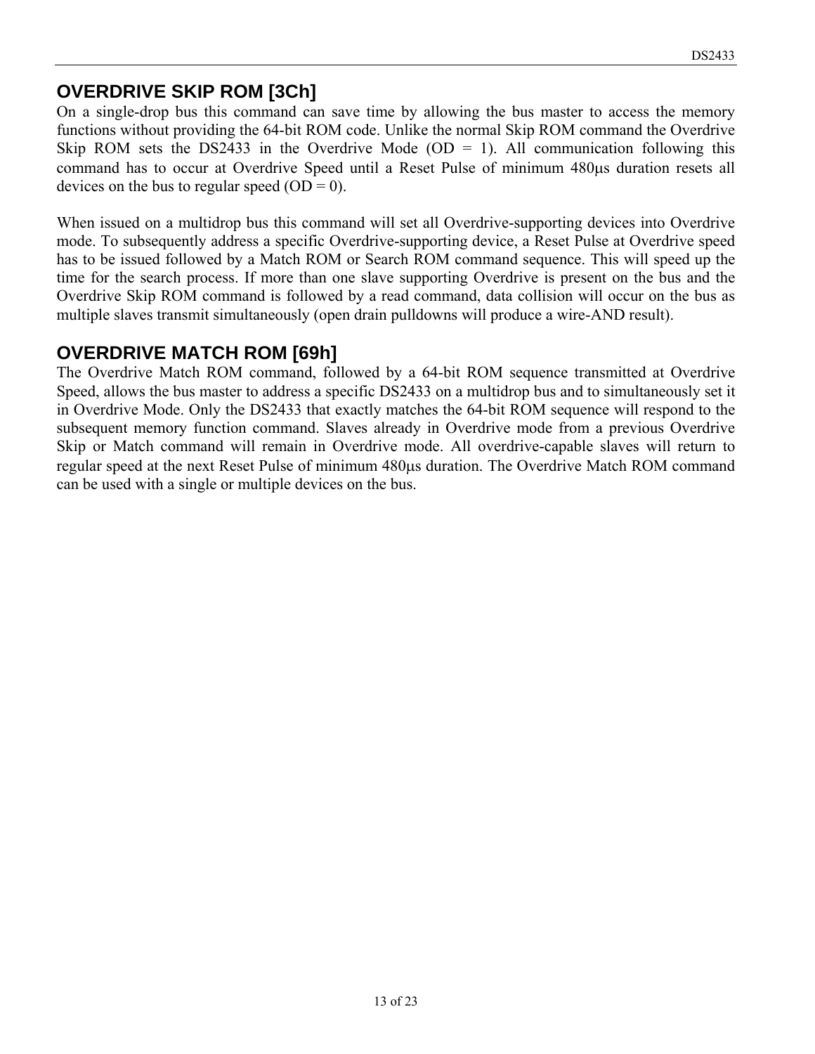## OVERDRIVE SKIP ROM [3Ch]

On a single-drop bus this command can save time by allowing the bus master to access the memory functions without providing the 64-bit ROM code. Unlike the normal Skip ROM command the Overdrive Skip ROM sets the DS2433 in the Overdrive Mode (OD = 1). All communication following this command has to occur at Overdrive Speed until a Reset Pulse of minimum 480µs duration resets all devices on the bus to regular speed (OD = 0).

When issued on a multidrop bus this command will set all Overdrive-supporting devices into Overdrive mode. To subsequently address a specific Overdrive-supporting device, a Reset Pulse at Overdrive speed has to be issued followed by a Match ROM or Search ROM command sequence. This will speed up the time for the search process. If more than one slave supporting Overdrive is present on the bus and the Overdrive Skip ROM command is followed by a read command, data collision will occur on the bus as multiple slaves transmit simultaneously (open drain pulldowns will produce a wire-AND result).

## OVERDRIVE MATCH ROM [69h]

The Overdrive Match ROM command, followed by a 64-bit ROM sequence transmitted at Overdrive Speed, allows the bus master to address a specific DS2433 on a multidrop bus and to simultaneously set it in Overdrive Mode. Only the DS2433 that exactly matches the 64-bit ROM sequence will respond to the subsequent memory function command. Slaves already in Overdrive mode from a previous Overdrive Skip or Match command will remain in Overdrive mode. All overdrive-capable slaves will return to regular speed at the next Reset Pulse of minimum 480µs duration. The Overdrive Match ROM command can be used with a single or multiple devices on the bus.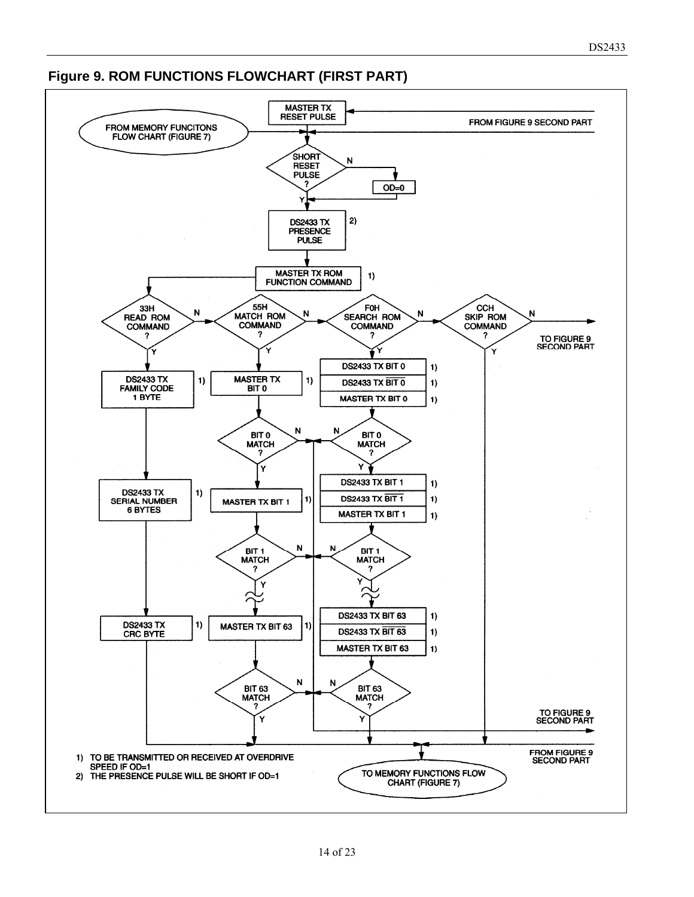## Figure 9. ROM FUNCTIONS FLOWCHART (FIRST PART)

MASTER TX RESET PULSE

FROM FIGURE 9 SECOND PART

FROM MEMORY FUNCITONS FLOW CHART (FIGURE 7)

SHORT RESET PULSE ?

OD=0

DS2433 TX PRESENCE PULSE 2)

MASTER TX ROM FUNCTION COMMAND 1)

33H READ ROM COMMAND ?

55H MATCH ROM COMMAND ?

F0H SEARCH ROM COMMAND ?

CCH SKIP ROM COMMAND ?

TO FIGURE 9 SECOND PART

DS2433 TX FAMILY CODE 1 BYTE 1)

MASTER TX BIT 0 1)

DS2433 TX BIT 0 1)

DS2433 TX $\overline{\text{BIT 0}}$ 1)

MASTER TX BIT 0 1)

BIT 0 MATCH ?

DS2433 TX SERIAL NUMBER 6 BYTES 1)

MASTER TX BIT 1 1)

DS2433 TX BIT 1 1)

DS2433 TX $\overline{\text{BIT 1}}$ 1)

MASTER TX BIT 1 1)

BIT 1 MATCH ?

DS2433 TX CRC BYTE 1)

MASTER TX BIT 63 1)

DS2433 TX BIT 63 1)

DS2433 TX $\overline{\text{BIT 63}}$ 1)

MASTER TX BIT 63 1)

BIT 63 MATCH ?

TO FIGURE 9 SECOND PART

FROM FIGURE 9 SECOND PART

TO MEMORY FUNCTIONS FLOW CHART (FIGURE 7)

1) TO BE TRANSMITTED OR RECEIVED AT OVERDRIVE SPEED IF OD=1
2) THE PRESENCE PULSE WILL BE SHORT IF OD=1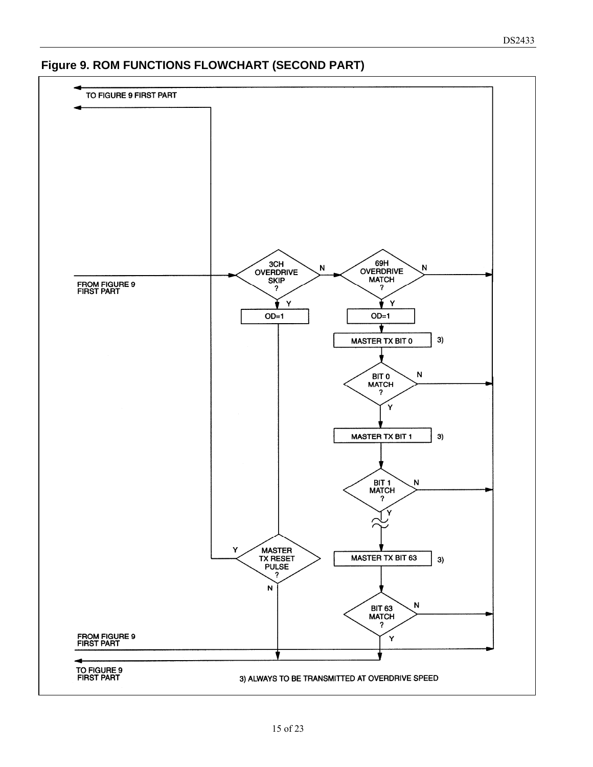**Figure 9. ROM FUNCTIONS FLOWCHART (SECOND PART)**

TO FIGURE 9 FIRST PART

FROM FIGURE 9 FIRST PART

3CH OVERDRIVE SKIP ?

69H OVERDRIVE MATCH ?

N

Y

OD=1

OD=1

MASTER TX BIT 0 3)

BIT 0 MATCH ?

MASTER TX BIT 1 3)

BIT 1 MATCH ?

MASTER TX RESET PULSE ?

MASTER TX BIT 63 3)

BIT 63 MATCH ?

FROM FIGURE 9 FIRST PART

TO FIGURE 9 FIRST PART

3) ALWAYS TO BE TRANSMITTED AT OVERDRIVE SPEED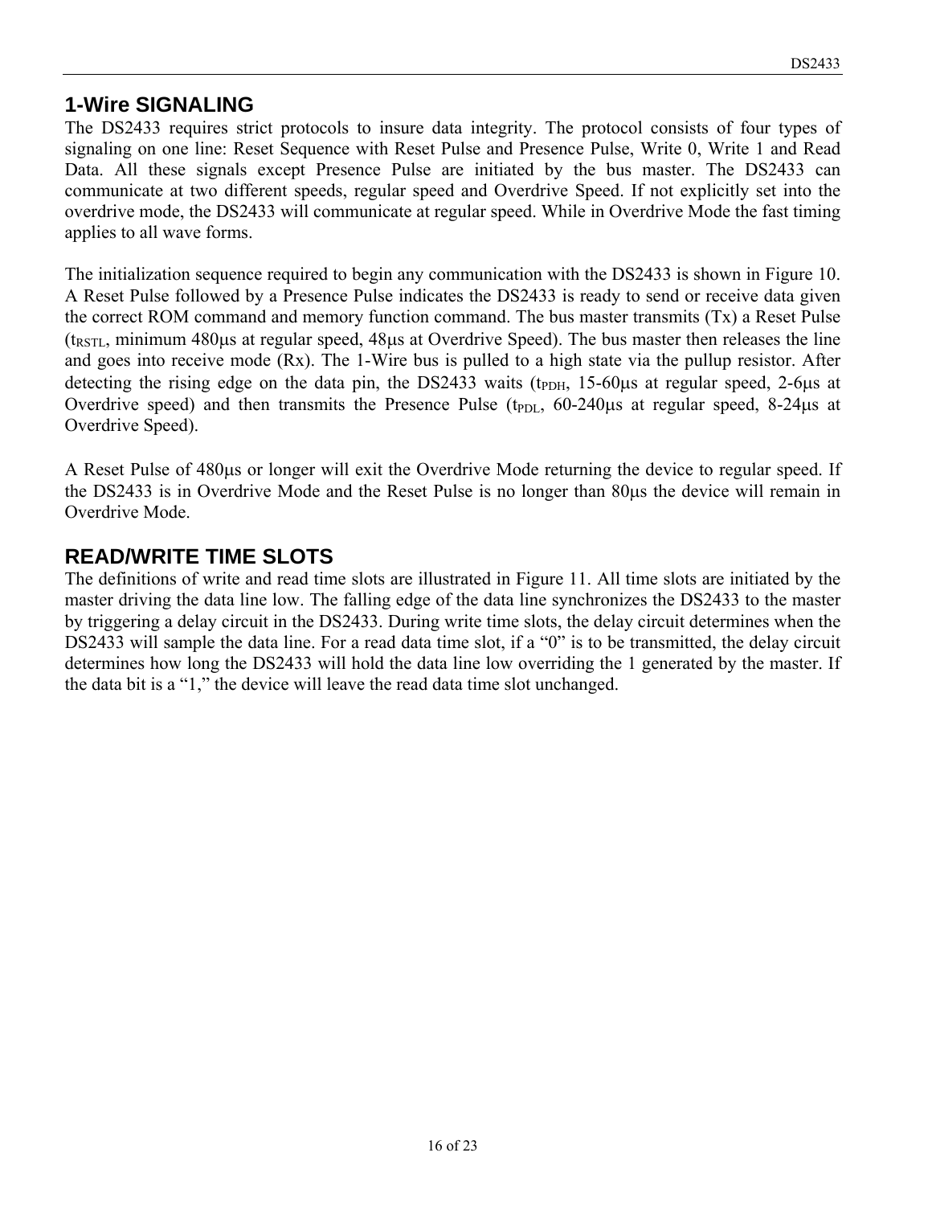## 1-Wire SIGNALING

The DS2433 requires strict protocols to insure data integrity. The protocol consists of four types of signaling on one line: Reset Sequence with Reset Pulse and Presence Pulse, Write 0, Write 1 and Read Data. All these signals except Presence Pulse are initiated by the bus master. The DS2433 can communicate at two different speeds, regular speed and Overdrive Speed. If not explicitly set into the overdrive mode, the DS2433 will communicate at regular speed. While in Overdrive Mode the fast timing applies to all wave forms.

The initialization sequence required to begin any communication with the DS2433 is shown in Figure 10. A Reset Pulse followed by a Presence Pulse indicates the DS2433 is ready to send or receive data given the correct ROM command and memory function command. The bus master transmits (Tx) a Reset Pulse ($t_{RSTL}$, minimum 480µs at regular speed, 48µs at Overdrive Speed). The bus master then releases the line and goes into receive mode (Rx). The 1-Wire bus is pulled to a high state via the pullup resistor. After detecting the rising edge on the data pin, the DS2433 waits ($t_{PDH}$, 15-60µs at regular speed, 2-6µs at Overdrive speed) and then transmits the Presence Pulse ($t_{PDL}$, 60-240µs at regular speed, 8-24µs at Overdrive Speed).

A Reset Pulse of 480µs or longer will exit the Overdrive Mode returning the device to regular speed. If the DS2433 is in Overdrive Mode and the Reset Pulse is no longer than 80µs the device will remain in Overdrive Mode.

## READ/WRITE TIME SLOTS

The definitions of write and read time slots are illustrated in Figure 11. All time slots are initiated by the master driving the data line low. The falling edge of the data line synchronizes the DS2433 to the master by triggering a delay circuit in the DS2433. During write time slots, the delay circuit determines when the DS2433 will sample the data line. For a read data time slot, if a "0" is to be transmitted, the delay circuit determines how long the DS2433 will hold the data line low overriding the 1 generated by the master. If the data bit is a "1," the device will leave the read data time slot unchanged.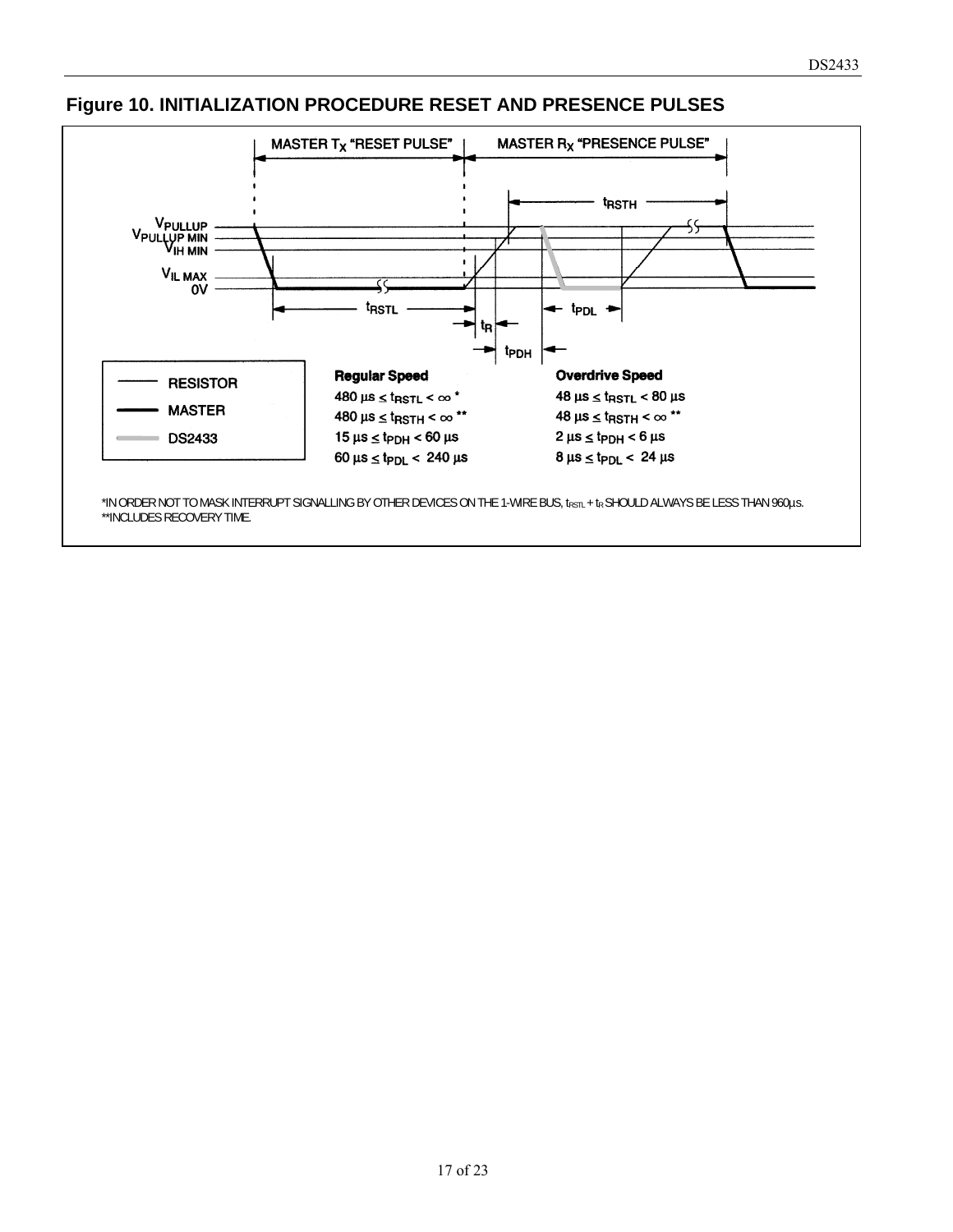## Figure 10. INITIALIZATION PROCEDURE RESET AND PRESENCE PULSES

| Regular Speed | Overdrive Speed |
|---|---|
| 480 µs ≤ $t_{RSTL}$ < ∞ * | 48 µs ≤ $t_{RSTL}$ < 80 µs |
| 480 µs ≤ $t_{RSTH}$ < ∞ ** | 48 µs ≤ $t_{RSTH}$ < ∞ ** |
| 15 µs ≤ $t_{PDH}$ < 60 µs | 2 µs ≤ $t_{PDH}$ < 6 µs |
| 60 µs ≤ $t_{PDL}$ < 240 µs | 8 µs ≤ $t_{PDL}$ < 24 µs |

*IN ORDER NOT TO MASK INTERRUPT SIGNALLING BY OTHER DEVICES ON THE 1-WIRE BUS, $t_{RSTL}$ + $t_R$ SHOULD ALWAYS BE LESS THAN 960µs.
**INCLUDES RECOVERY TIME.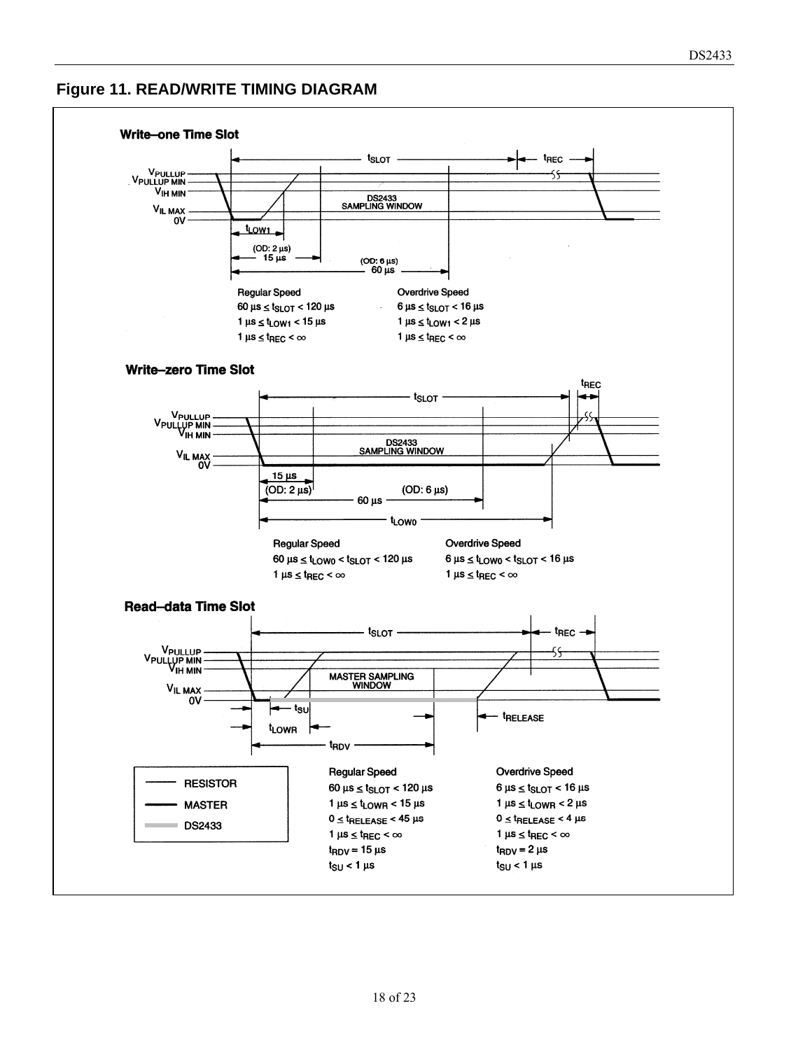## Figure 11. READ/WRITE TIMING DIAGRAM

### Write–one Time Slot

Regular Speed

$60\ \mu s \le t_{SLOT} < 120\ \mu s$

$1\ \mu s \le t_{LOW1} < 15\ \mu s$

$1\ \mu s \le t_{REC} < \infty$

Overdrive Speed

$6\ \mu s \le t_{SLOT} < 16\ \mu s$

$1\ \mu s \le t_{LOW1} < 2\ \mu s$

$1\ \mu s \le t_{REC} < \infty$

### Write–zero Time Slot

Regular Speed

$60\ \mu s \le t_{LOW0} < t_{SLOT} < 120\ \mu s$

$1\ \mu s \le t_{REC} < \infty$

Overdrive Speed

$6\ \mu s \le t_{LOW0} < t_{SLOT} < 16\ \mu s$

$1\ \mu s \le t_{REC} < \infty$

### Read–data Time Slot

Regular Speed

$60\ \mu s \le t_{SLOT} < 120\ \mu s$

$1\ \mu s \le t_{LOWR} < 15\ \mu s$

$0 \le t_{RELEASE} < 45\ \mu s$

$1\ \mu s \le t_{REC} < \infty$

$t_{RDV} = 15\ \mu s$

$t_{SU} < 1\ \mu s$

Overdrive Speed

$6\ \mu s \le t_{SLOT} < 16\ \mu s$

$1\ \mu s \le t_{LOWR} < 2\ \mu s$

$0 \le t_{RELEASE} < 4\ \mu s$

$1\ \mu s \le t_{REC} < \infty$

$t_{RDV} = 2\ \mu s$

$t_{SU} < 1\ \mu s$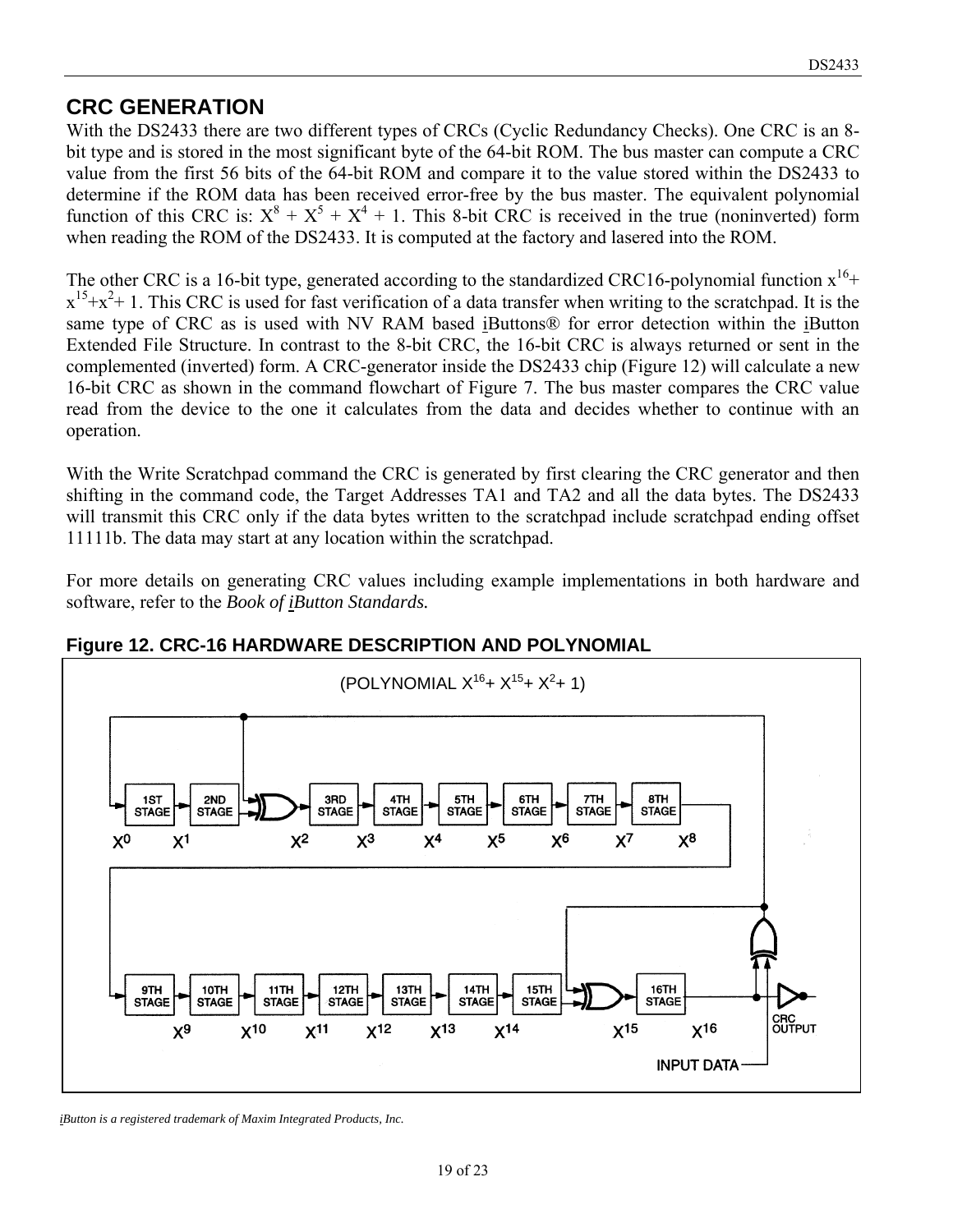## CRC GENERATION

With the DS2433 there are two different types of CRCs (Cyclic Redundancy Checks). One CRC is an 8-bit type and is stored in the most significant byte of the 64-bit ROM. The bus master can compute a CRC value from the first 56 bits of the 64-bit ROM and compare it to the value stored within the DS2433 to determine if the ROM data has been received error-free by the bus master. The equivalent polynomial function of this CRC is: $X^8 + X^5 + X^4 + 1$. This 8-bit CRC is received in the true (noninverted) form when reading the ROM of the DS2433. It is computed at the factory and lasered into the ROM.

The other CRC is a 16-bit type, generated according to the standardized CRC16-polynomial function $x^{16} + x^{15} + x^2 + 1$. This CRC is used for fast verification of a data transfer when writing to the scratchpad. It is the same type of CRC as is used with NV RAM based iButtons® for error detection within the iButton Extended File Structure. In contrast to the 8-bit CRC, the 16-bit CRC is always returned or sent in the complemented (inverted) form. A CRC-generator inside the DS2433 chip (Figure 12) will calculate a new 16-bit CRC as shown in the command flowchart of Figure 7. The bus master compares the CRC value read from the device to the one it calculates from the data and decides whether to continue with an operation.

With the Write Scratchpad command the CRC is generated by first clearing the CRC generator and then shifting in the command code, the Target Addresses TA1 and TA2 and all the data bytes. The DS2433 will transmit this CRC only if the data bytes written to the scratchpad include scratchpad ending offset 11111b. The data may start at any location within the scratchpad.

For more details on generating CRC values including example implementations in both hardware and software, refer to the *Book of iButton Standards.*

### Figure 12. CRC-16 HARDWARE DESCRIPTION AND POLYNOMIAL

(POLYNOMIAL $X^{16} + X^{15} + X^2 + 1$)

1ST STAGE ($X^0$) → 2ND STAGE ($X^1$) → XOR → 3RD STAGE ($X^2$) → 4TH STAGE ($X^3$) → 5TH STAGE ($X^4$) → 6TH STAGE ($X^5$) → 7TH STAGE ($X^6$) → 8TH STAGE ($X^7$) → ($X^8$)

9TH STAGE ($X^9$) → 10TH STAGE ($X^{10}$) → 11TH STAGE ($X^{11}$) → 12TH STAGE ($X^{12}$) → 13TH STAGE ($X^{13}$) → 14TH STAGE ($X^{14}$) → 15TH STAGE → XOR ($X^{15}$) → 16TH STAGE ($X^{16}$) → CRC OUTPUT

INPUT DATA

*iButton is a registered trademark of Maxim Integrated Products, Inc.*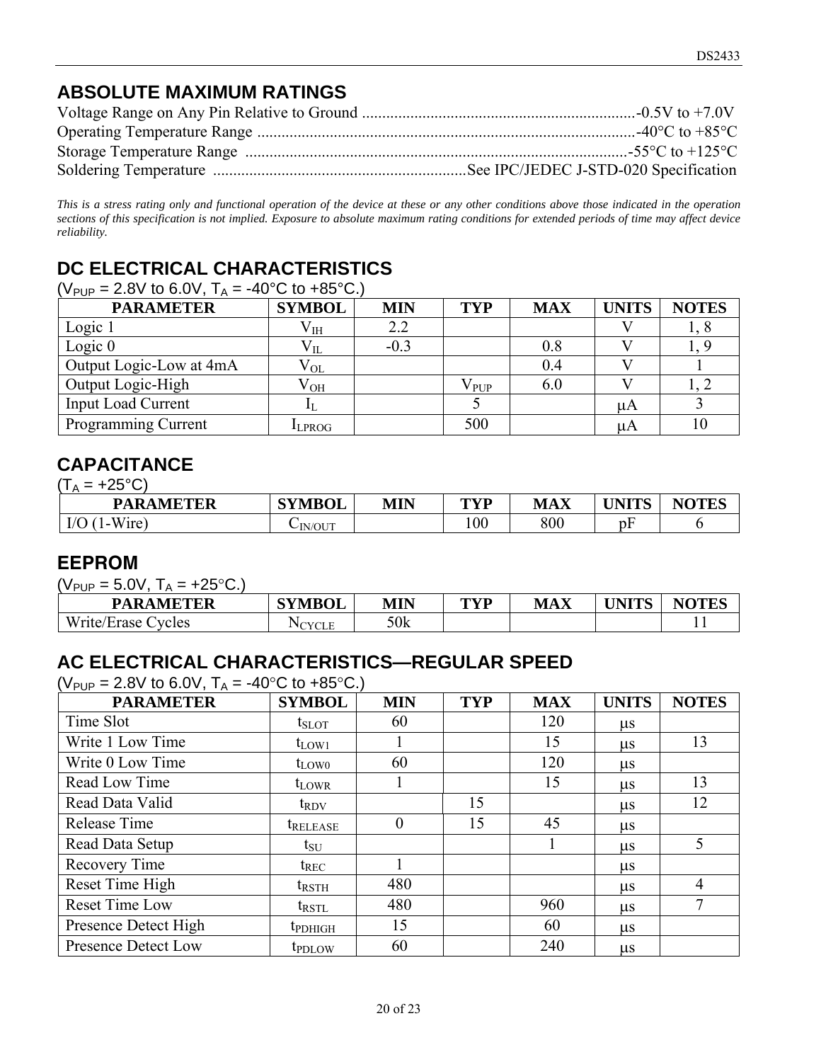## ABSOLUTE MAXIMUM RATINGS

Voltage Range on Any Pin Relative to Ground ....................................................................-0.5V to +7.0V
Operating Temperature Range ..............................................................................................-40°C to +85°C
Storage Temperature Range ...............................................................................................-55°C to +125°C
Soldering Temperature ...............................................................See IPC/JEDEC J-STD-020 Specification

*This is a stress rating only and functional operation of the device at these or any other conditions above those indicated in the operation sections of this specification is not implied. Exposure to absolute maximum rating conditions for extended periods of time may affect device reliability.*

## DC ELECTRICAL CHARACTERISTICS

($V_{PUP}$ = 2.8V to 6.0V, $T_A$ = -40°C to +85°C.)

| PARAMETER | SYMBOL | MIN | TYP | MAX | UNITS | NOTES |
|---|---|---|---|---|---|---|
| Logic 1 | $V_{IH}$ | 2.2 | | | V | 1, 8 |
| Logic 0 | $V_{IL}$ | -0.3 | | 0.8 | V | 1, 9 |
| Output Logic-Low at 4mA | $V_{OL}$ | | | 0.4 | V | 1 |
| Output Logic-High | $V_{OH}$ | | $V_{PUP}$ | 6.0 | V | 1, 2 |
| Input Load Current | $I_L$ | | 5 | | µA | 3 |
| Programming Current | $I_{LPROG}$ | | 500 | | µA | 10 |

## CAPACITANCE

($T_A$ = +25°C)

| PARAMETER | SYMBOL | MIN | TYP | MAX | UNITS | NOTES |
|---|---|---|---|---|---|---|
| I/O (1-Wire) | $C_{IN/OUT}$ | | 100 | 800 | pF | 6 |

## EEPROM

($V_{PUP}$ = 5.0V, $T_A$ = +25°C.)

| PARAMETER | SYMBOL | MIN | TYP | MAX | UNITS | NOTES |
|---|---|---|---|---|---|---|
| Write/Erase Cycles | $N_{CYCLE}$ | 50k | | | | 11 |

## AC ELECTRICAL CHARACTERISTICS—REGULAR SPEED

($V_{PUP}$ = 2.8V to 6.0V, $T_A$ = -40°C to +85°C.)

| PARAMETER | SYMBOL | MIN | TYP | MAX | UNITS | NOTES |
|---|---|---|---|---|---|---|
| Time Slot | $t_{SLOT}$ | 60 | | 120 | µs | |
| Write 1 Low Time | $t_{LOW1}$ | 1 | | 15 | µs | 13 |
| Write 0 Low Time | $t_{LOW0}$ | 60 | | 120 | µs | |
| Read Low Time | $t_{LOWR}$ | 1 | | 15 | µs | 13 |
| Read Data Valid | $t_{RDV}$ | | 15 | | µs | 12 |
| Release Time | $t_{RELEASE}$ | 0 | 15 | 45 | µs | |
| Read Data Setup | $t_{SU}$ | | | 1 | µs | 5 |
| Recovery Time | $t_{REC}$ | 1 | | | µs | |
| Reset Time High | $t_{RSTH}$ | 480 | | | µs | 4 |
| Reset Time Low | $t_{RSTL}$ | 480 | | 960 | µs | 7 |
| Presence Detect High | $t_{PDHIGH}$ | 15 | | 60 | µs | |
| Presence Detect Low | $t_{PDLOW}$ | 60 | | 240 | µs | |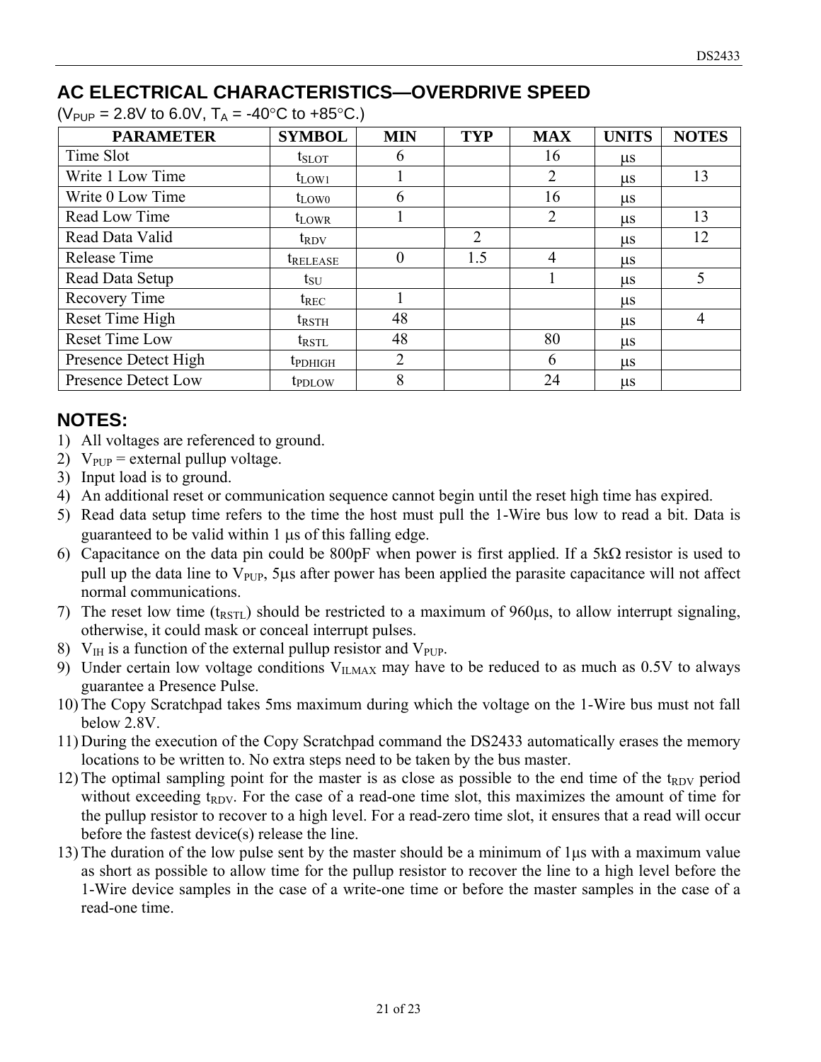## AC ELECTRICAL CHARACTERISTICS—OVERDRIVE SPEED

($V_{PUP}$ = 2.8V to 6.0V, $T_A$ = -40°C to +85°C.)

| PARAMETER | SYMBOL | MIN | TYP | MAX | UNITS | NOTES |
|---|---|---|---|---|---|---|
| Time Slot | $t_{SLOT}$ | 6 | | 16 | µs | |
| Write 1 Low Time | $t_{LOW1}$ | 1 | | 2 | µs | 13 |
| Write 0 Low Time | $t_{LOW0}$ | 6 | | 16 | µs | |
| Read Low Time | $t_{LOWR}$ | 1 | | 2 | µs | 13 |
| Read Data Valid | $t_{RDV}$ | | 2 | | µs | 12 |
| Release Time | $t_{RELEASE}$ | 0 | 1.5 | 4 | µs | |
| Read Data Setup | $t_{SU}$ | | | 1 | µs | 5 |
| Recovery Time | $t_{REC}$ | 1 | | | µs | |
| Reset Time High | $t_{RSTH}$ | 48 | | | µs | 4 |
| Reset Time Low | $t_{RSTL}$ | 48 | | 80 | µs | |
| Presence Detect High | $t_{PDHIGH}$ | 2 | | 6 | µs | |
| Presence Detect Low | $t_{PDLOW}$ | 8 | | 24 | µs | |

## NOTES:

1) All voltages are referenced to ground.
2) $V_{PUP}$ = external pullup voltage.
3) Input load is to ground.
4) An additional reset or communication sequence cannot begin until the reset high time has expired.
5) Read data setup time refers to the time the host must pull the 1-Wire bus low to read a bit. Data is guaranteed to be valid within 1 µs of this falling edge.
6) Capacitance on the data pin could be 800pF when power is first applied. If a 5kΩ resistor is used to pull up the data line to $V_{PUP}$, 5µs after power has been applied the parasite capacitance will not affect normal communications.
7) The reset low time ($t_{RSTL}$) should be restricted to a maximum of 960µs, to allow interrupt signaling, otherwise, it could mask or conceal interrupt pulses.
8) $V_{IH}$ is a function of the external pullup resistor and $V_{PUP}$.
9) Under certain low voltage conditions $V_{ILMAX}$ may have to be reduced to as much as 0.5V to always guarantee a Presence Pulse.
10) The Copy Scratchpad takes 5ms maximum during which the voltage on the 1-Wire bus must not fall below 2.8V.
11) During the execution of the Copy Scratchpad command the DS2433 automatically erases the memory locations to be written to. No extra steps need to be taken by the bus master.
12) The optimal sampling point for the master is as close as possible to the end time of the $t_{RDV}$ period without exceeding $t_{RDV}$. For the case of a read-one time slot, this maximizes the amount of time for the pullup resistor to recover to a high level. For a read-zero time slot, it ensures that a read will occur before the fastest device(s) release the line.
13) The duration of the low pulse sent by the master should be a minimum of 1µs with a maximum value as short as possible to allow time for the pullup resistor to recover the line to a high level before the 1-Wire device samples in the case of a write-one time or before the master samples in the case of a read-one time.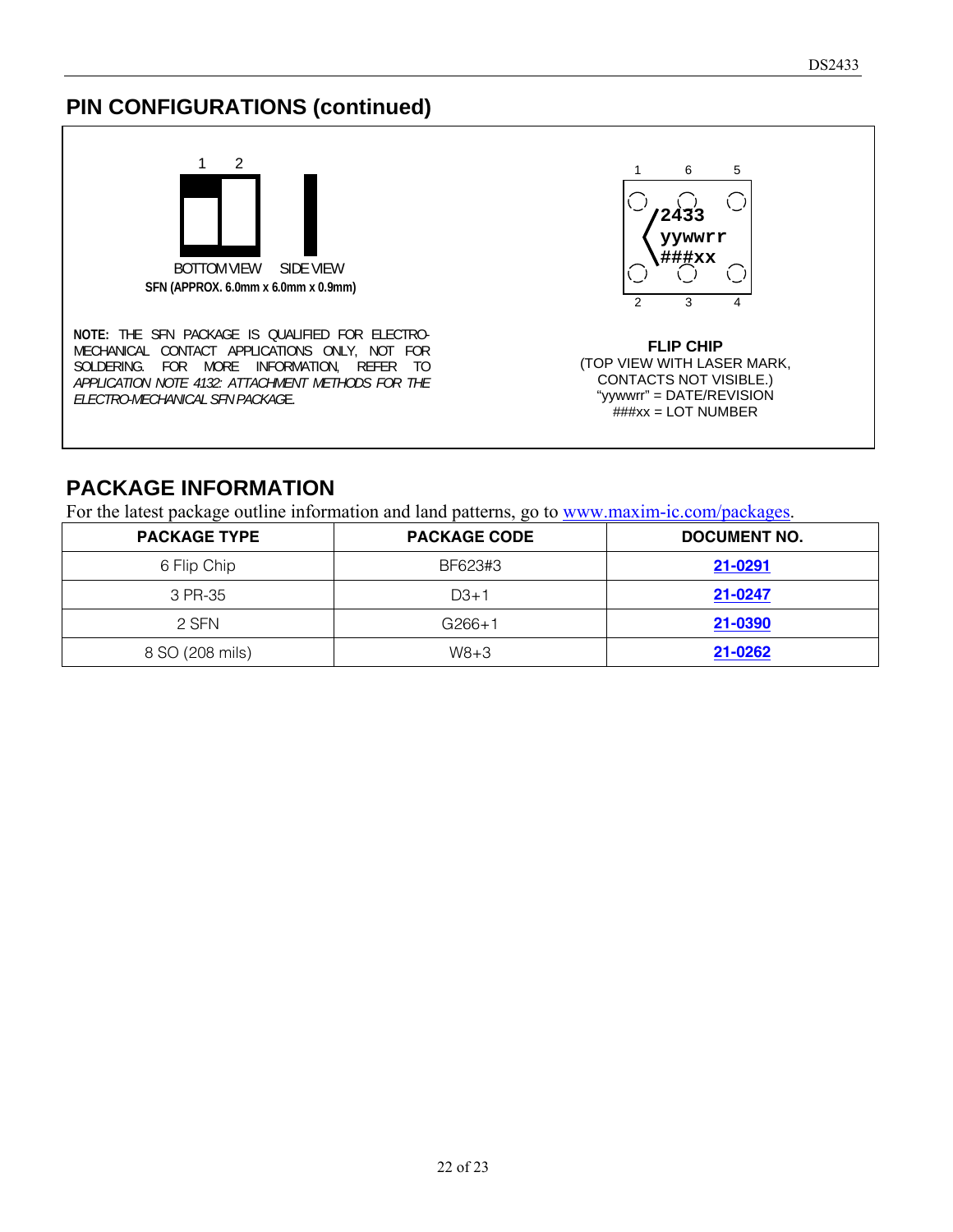## PIN CONFIGURATIONS (continued)

1 2

BOTTOM VIEW SIDE VIEW

**SFN (APPROX. 6.0mm x 6.0mm x 0.9mm)**

**NOTE:** THE SFN PACKAGE IS QUALIFIED FOR ELECTRO-MECHANICAL CONTACT APPLICATIONS ONLY, NOT FOR SOLDERING. FOR MORE INFORMATION, REFER TO *APPLICATION NOTE 4132: ATTACHMENT METHODS FOR THE ELECTRO-MECHANICAL SFN PACKAGE.*

1 6 5

2433
yywwrr
###xx

2 3 4

**FLIP CHIP**
(TOP VIEW WITH LASER MARK, CONTACTS NOT VISIBLE.)
"yywwrr" = DATE/REVISION
###xx = LOT NUMBER

## PACKAGE INFORMATION

For the latest package outline information and land patterns, go to www.maxim-ic.com/packages.

| PACKAGE TYPE | PACKAGE CODE | DOCUMENT NO. |
|---|---|---|
| 6 Flip Chip | BF623#3 | **21-0291** |
| 3 PR-35 | D3+1 | **21-0247** |
| 2 SFN | G266+1 | **21-0390** |
| 8 SO (208 mils) | W8+3 | **21-0262** |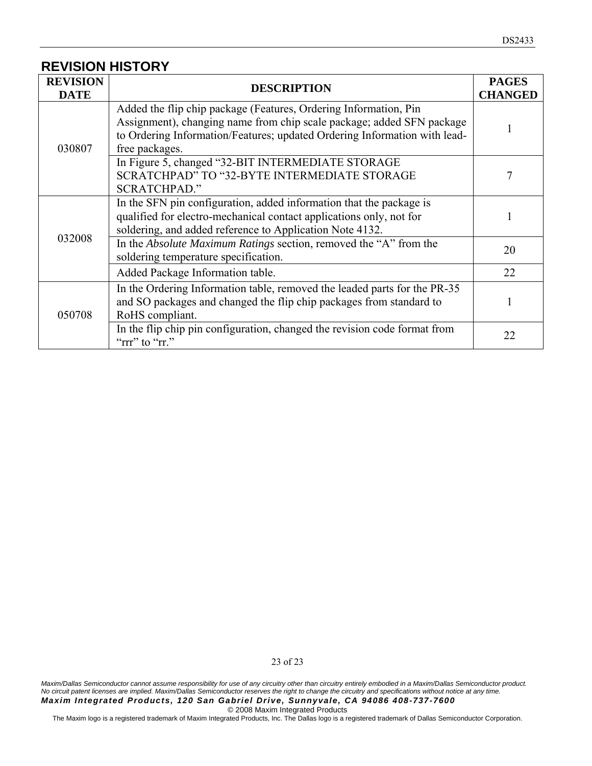## REVISION HISTORY

| REVISION DATE | DESCRIPTION | PAGES CHANGED |
|---|---|---|
| 030807 | Added the flip chip package (Features, Ordering Information, Pin Assignment), changing name from chip scale package; added SFN package to Ordering Information/Features; updated Ordering Information with lead-free packages. | 1 |
| | In Figure 5, changed “32-BIT INTERMEDIATE STORAGE SCRATCHPAD” TO “32-BYTE INTERMEDIATE STORAGE SCRATCHPAD.” | 7 |
| 032008 | In the SFN pin configuration, added information that the package is qualified for electro-mechanical contact applications only, not for soldering, and added reference to Application Note 4132. | 1 |
| | In the *Absolute Maximum Ratings* section, removed the “A” from the soldering temperature specification. | 20 |
| | Added Package Information table. | 22 |
| 050708 | In the Ordering Information table, removed the leaded parts for the PR-35 and SO packages and changed the flip chip packages from standard to RoHS compliant. | 1 |
| | In the flip chip pin configuration, changed the revision code format from “rrr” to “rr.” | 22 |

*Maxim/Dallas Semiconductor cannot assume responsibility for use of any circuitry other than circuitry entirely embodied in a Maxim/Dallas Semiconductor product. No circuit patent licenses are implied. Maxim/Dallas Semiconductor reserves the right to change the circuitry and specifications without notice at any time.*

***Maxim Integrated Products, 120 San Gabriel Drive, Sunnyvale, CA 94086 408-737-7600***

© 2008 Maxim Integrated Products

The Maxim logo is a registered trademark of Maxim Integrated Products, Inc. The Dallas logo is a registered trademark of Dallas Semiconductor Corporation.